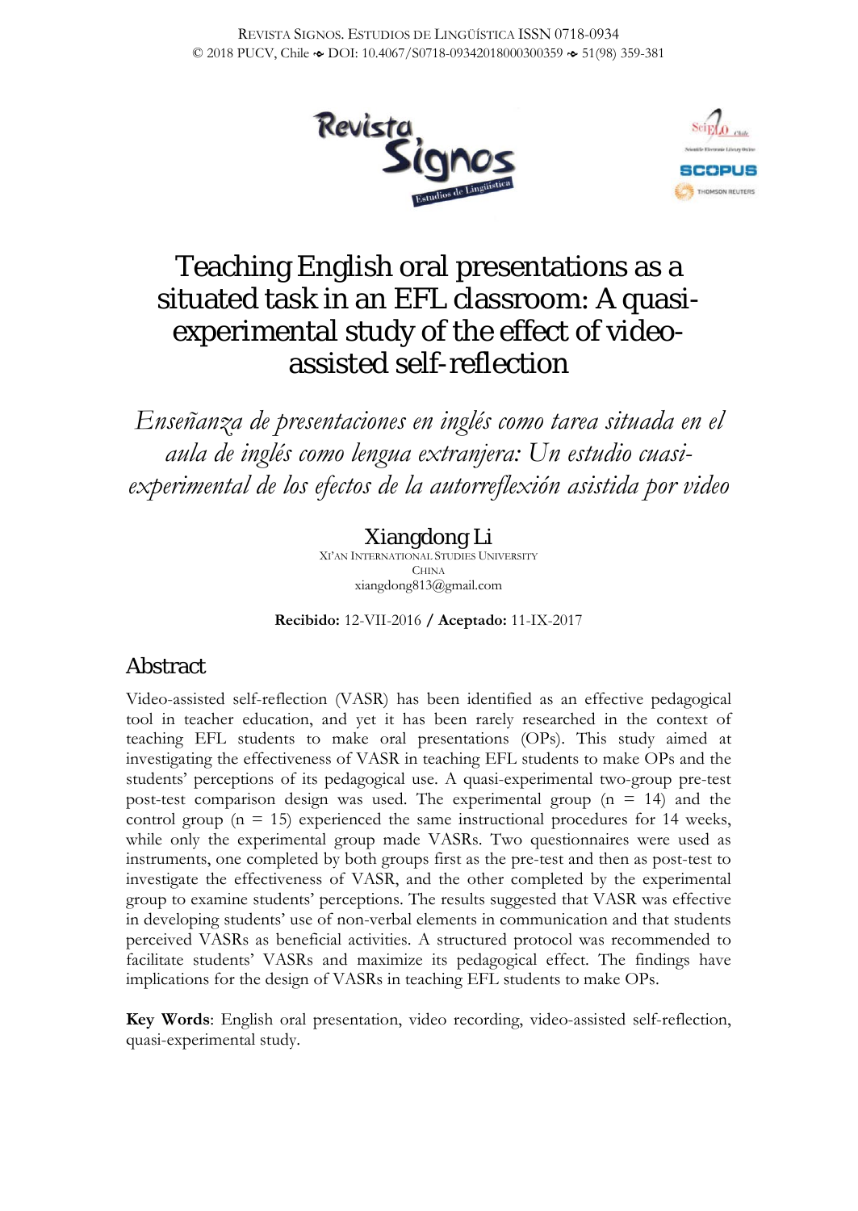# Teaching English oral presentations as a situated task in an EFL classroom: A quasi-experimental study of the effect of video-assisted self-reflection

*Enseñanza de presentaciones en inglés como tarea situada en el aula de inglés como lengua extranjera: Un estudio cuasi-experimental de los efectos de la autorreflexión asistida por video*

**Xiangdong Li**
XI'AN INTERNATIONAL STUDIES UNIVERSITY
CHINA
xiangdong813@gmail.com

**Recibido:** 12-VII-2016 / **Aceptado:** 11-IX-2017

## Abstract

Video-assisted self-reflection (VASR) has been identified as an effective pedagogical tool in teacher education, and yet it has been rarely researched in the context of teaching EFL students to make oral presentations (OPs). This study aimed at investigating the effectiveness of VASR in teaching EFL students to make OPs and the students' perceptions of its pedagogical use. A quasi-experimental two-group pre-test post-test comparison design was used. The experimental group (n = 14) and the control group (n = 15) experienced the same instructional procedures for 14 weeks, while only the experimental group made VASRs. Two questionnaires were used as instruments, one completed by both groups first as the pre-test and then as post-test to investigate the effectiveness of VASR, and the other completed by the experimental group to examine students' perceptions. The results suggested that VASR was effective in developing students' use of non-verbal elements in communication and that students perceived VASRs as beneficial activities. A structured protocol was recommended to facilitate students' VASRs and maximize its pedagogical effect. The findings have implications for the design of VASRs in teaching EFL students to make OPs.

**Key Words**: English oral presentation, video recording, video-assisted self-reflection, quasi-experimental study.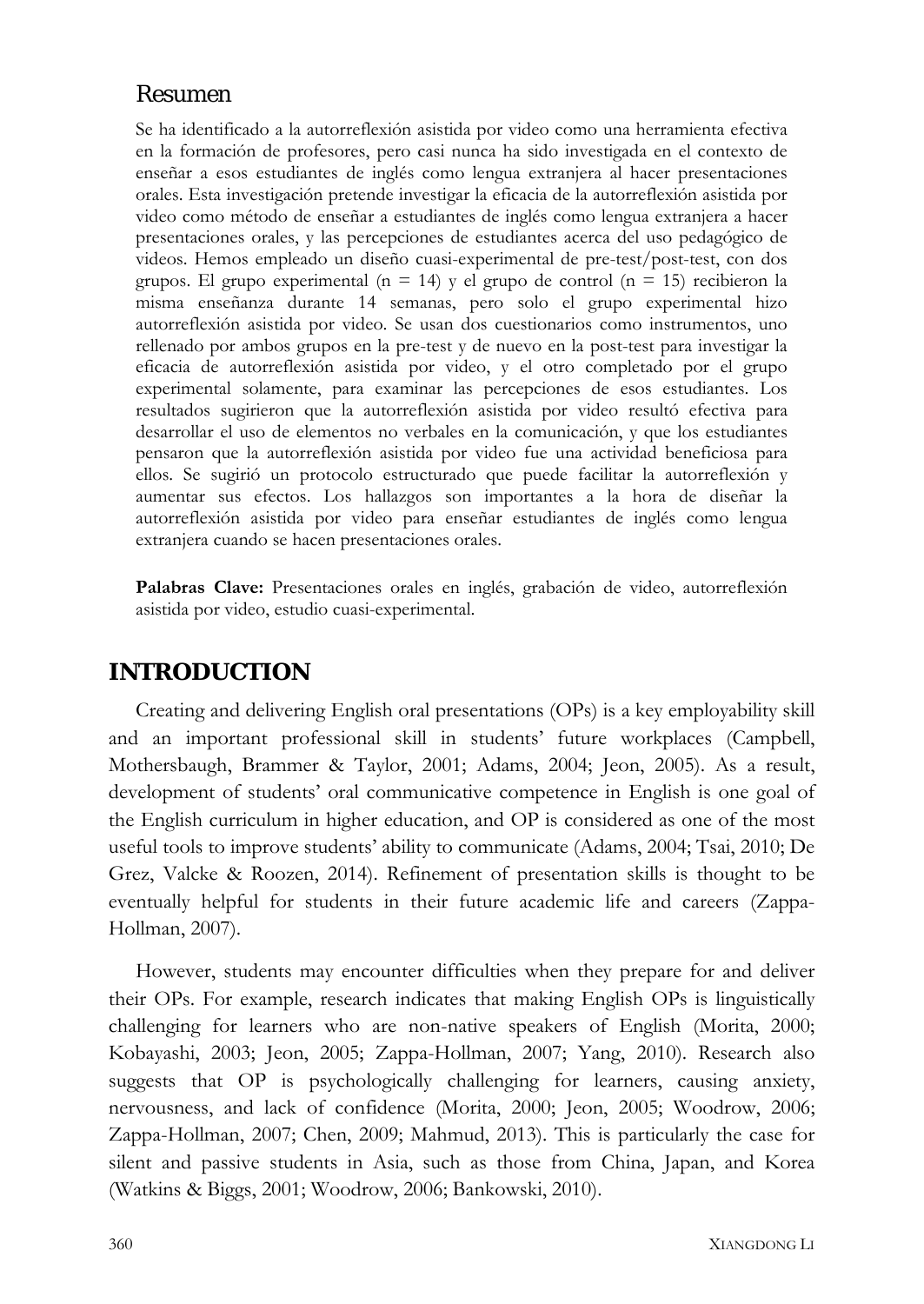## Resumen

Se ha identificado a la autorreflexión asistida por video como una herramienta efectiva en la formación de profesores, pero casi nunca ha sido investigada en el contexto de enseñar a esos estudiantes de inglés como lengua extranjera al hacer presentaciones orales. Esta investigación pretende investigar la eficacia de la autorreflexión asistida por video como método de enseñar a estudiantes de inglés como lengua extranjera a hacer presentaciones orales, y las percepciones de estudiantes acerca del uso pedagógico de videos. Hemos empleado un diseño cuasi-experimental de pre-test/post-test, con dos grupos. El grupo experimental (n = 14) y el grupo de control (n = 15) recibieron la misma enseñanza durante 14 semanas, pero solo el grupo experimental hizo autorreflexión asistida por video. Se usan dos cuestionarios como instrumentos, uno rellenado por ambos grupos en la pre-test y de nuevo en la post-test para investigar la eficacia de autorreflexión asistida por video, y el otro completado por el grupo experimental solamente, para examinar las percepciones de esos estudiantes. Los resultados sugirieron que la autorreflexión asistida por video resultó efectiva para desarrollar el uso de elementos no verbales en la comunicación, y que los estudiantes pensaron que la autorreflexión asistida por video fue una actividad beneficiosa para ellos. Se sugirió un protocolo estructurado que puede facilitar la autorreflexión y aumentar sus efectos. Los hallazgos son importantes a la hora de diseñar la autorreflexión asistida por video para enseñar estudiantes de inglés como lengua extranjera cuando se hacen presentaciones orales.

**Palabras Clave:** Presentaciones orales en inglés, grabación de video, autorreflexión asistida por video, estudio cuasi-experimental.

# INTRODUCTION

Creating and delivering English oral presentations (OPs) is a key employability skill and an important professional skill in students' future workplaces (Campbell, Mothersbaugh, Brammer & Taylor, 2001; Adams, 2004; Jeon, 2005). As a result, development of students' oral communicative competence in English is one goal of the English curriculum in higher education, and OP is considered as one of the most useful tools to improve students' ability to communicate (Adams, 2004; Tsai, 2010; De Grez, Valcke & Roozen, 2014). Refinement of presentation skills is thought to be eventually helpful for students in their future academic life and careers (Zappa-Hollman, 2007).

However, students may encounter difficulties when they prepare for and deliver their OPs. For example, research indicates that making English OPs is linguistically challenging for learners who are non-native speakers of English (Morita, 2000; Kobayashi, 2003; Jeon, 2005; Zappa-Hollman, 2007; Yang, 2010). Research also suggests that OP is psychologically challenging for learners, causing anxiety, nervousness, and lack of confidence (Morita, 2000; Jeon, 2005; Woodrow, 2006; Zappa-Hollman, 2007; Chen, 2009; Mahmud, 2013). This is particularly the case for silent and passive students in Asia, such as those from China, Japan, and Korea (Watkins & Biggs, 2001; Woodrow, 2006; Bankowski, 2010).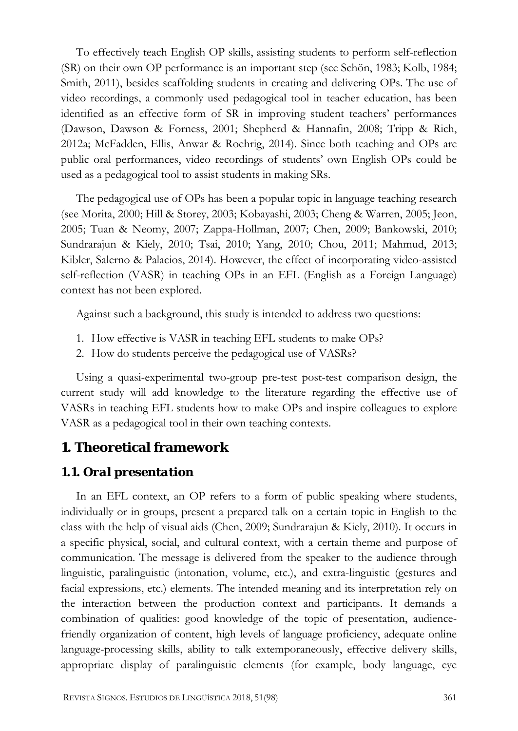To effectively teach English OP skills, assisting students to perform self-reflection (SR) on their own OP performance is an important step (see Schön, 1983; Kolb, 1984; Smith, 2011), besides scaffolding students in creating and delivering OPs. The use of video recordings, a commonly used pedagogical tool in teacher education, has been identified as an effective form of SR in improving student teachers' performances (Dawson, Dawson & Forness, 2001; Shepherd & Hannafin, 2008; Tripp & Rich, 2012a; McFadden, Ellis, Anwar & Roehrig, 2014). Since both teaching and OPs are public oral performances, video recordings of students' own English OPs could be used as a pedagogical tool to assist students in making SRs.

The pedagogical use of OPs has been a popular topic in language teaching research (see Morita, 2000; Hill & Storey, 2003; Kobayashi, 2003; Cheng & Warren, 2005; Jeon, 2005; Tuan & Neomy, 2007; Zappa-Hollman, 2007; Chen, 2009; Bankowski, 2010; Sundrarajun & Kiely, 2010; Tsai, 2010; Yang, 2010; Chou, 2011; Mahmud, 2013; Kibler, Salerno & Palacios, 2014). However, the effect of incorporating video-assisted self-reflection (VASR) in teaching OPs in an EFL (English as a Foreign Language) context has not been explored.

Against such a background, this study is intended to address two questions:

1. How effective is VASR in teaching EFL students to make OPs?
2. How do students perceive the pedagogical use of VASRs?

Using a quasi-experimental two-group pre-test post-test comparison design, the current study will add knowledge to the literature regarding the effective use of VASRs in teaching EFL students how to make OPs and inspire colleagues to explore VASR as a pedagogical tool in their own teaching contexts.

## 1. Theoretical framework

### 1.1. Oral presentation

In an EFL context, an OP refers to a form of public speaking where students, individually or in groups, present a prepared talk on a certain topic in English to the class with the help of visual aids (Chen, 2009; Sundrarajun & Kiely, 2010). It occurs in a specific physical, social, and cultural context, with a certain theme and purpose of communication. The message is delivered from the speaker to the audience through linguistic, paralinguistic (intonation, volume, etc.), and extra-linguistic (gestures and facial expressions, etc.) elements. The intended meaning and its interpretation rely on the interaction between the production context and participants. It demands a combination of qualities: good knowledge of the topic of presentation, audience-friendly organization of content, high levels of language proficiency, adequate online language-processing skills, ability to talk extemporaneously, effective delivery skills, appropriate display of paralinguistic elements (for example, body language, eye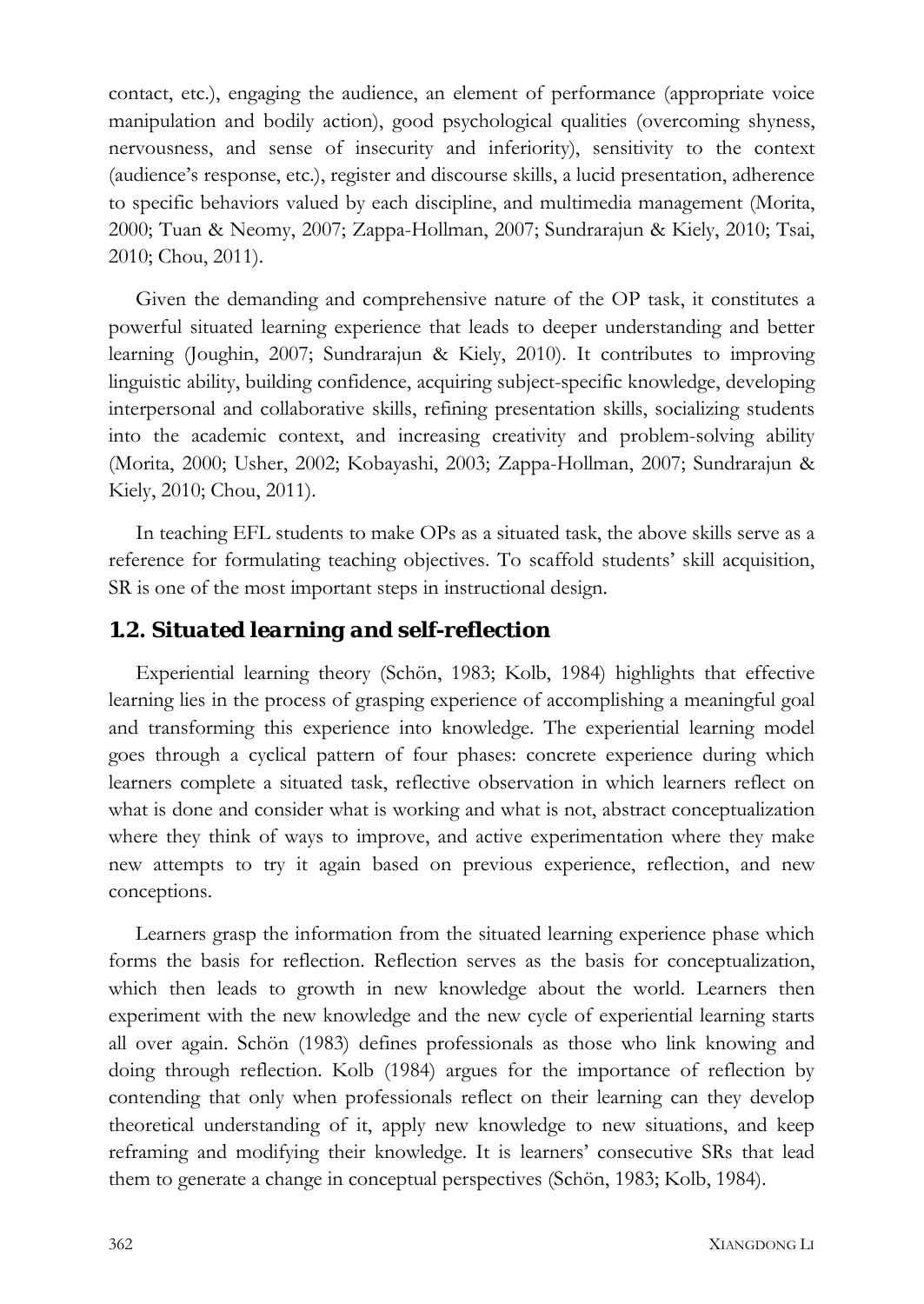contact, etc.), engaging the audience, an element of performance (appropriate voice manipulation and bodily action), good psychological qualities (overcoming shyness, nervousness, and sense of insecurity and inferiority), sensitivity to the context (audience's response, etc.), register and discourse skills, a lucid presentation, adherence to specific behaviors valued by each discipline, and multimedia management (Morita, 2000; Tuan & Neomy, 2007; Zappa-Hollman, 2007; Sundrarajun & Kiely, 2010; Tsai, 2010; Chou, 2011).

Given the demanding and comprehensive nature of the OP task, it constitutes a powerful situated learning experience that leads to deeper understanding and better learning (Joughin, 2007; Sundrarajun & Kiely, 2010). It contributes to improving linguistic ability, building confidence, acquiring subject-specific knowledge, developing interpersonal and collaborative skills, refining presentation skills, socializing students into the academic context, and increasing creativity and problem-solving ability (Morita, 2000; Usher, 2002; Kobayashi, 2003; Zappa-Hollman, 2007; Sundrarajun & Kiely, 2010; Chou, 2011).

In teaching EFL students to make OPs as a situated task, the above skills serve as a reference for formulating teaching objectives. To scaffold students' skill acquisition, SR is one of the most important steps in instructional design.

## 1.2. Situated learning and self-reflection

Experiential learning theory (Schön, 1983; Kolb, 1984) highlights that effective learning lies in the process of grasping experience of accomplishing a meaningful goal and transforming this experience into knowledge. The experiential learning model goes through a cyclical pattern of four phases: concrete experience during which learners complete a situated task, reflective observation in which learners reflect on what is done and consider what is working and what is not, abstract conceptualization where they think of ways to improve, and active experimentation where they make new attempts to try it again based on previous experience, reflection, and new conceptions.

Learners grasp the information from the situated learning experience phase which forms the basis for reflection. Reflection serves as the basis for conceptualization, which then leads to growth in new knowledge about the world. Learners then experiment with the new knowledge and the new cycle of experiential learning starts all over again. Schön (1983) defines professionals as those who link knowing and doing through reflection. Kolb (1984) argues for the importance of reflection by contending that only when professionals reflect on their learning can they develop theoretical understanding of it, apply new knowledge to new situations, and keep reframing and modifying their knowledge. It is learners' consecutive SRs that lead them to generate a change in conceptual perspectives (Schön, 1983; Kolb, 1984).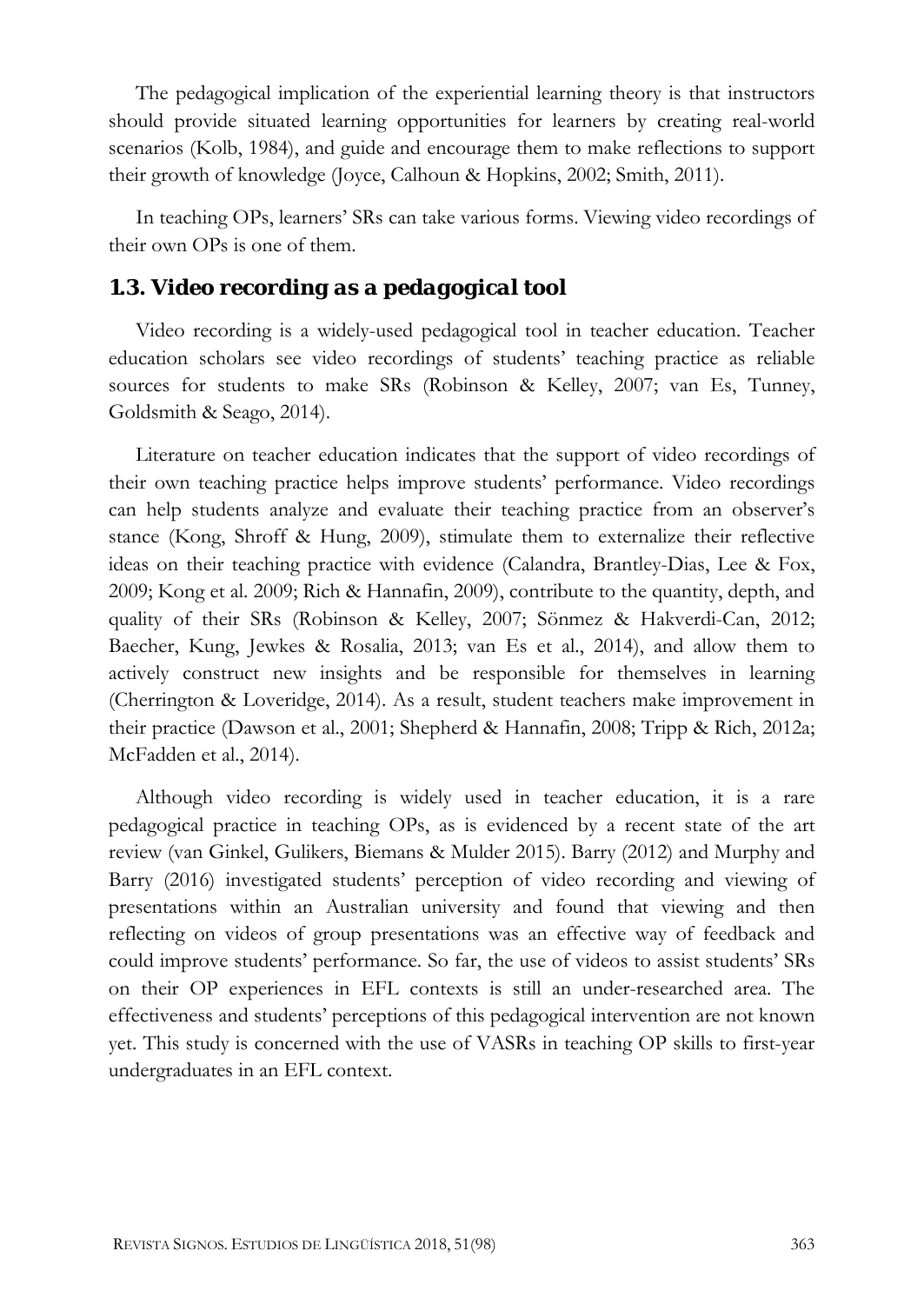The pedagogical implication of the experiential learning theory is that instructors should provide situated learning opportunities for learners by creating real-world scenarios (Kolb, 1984), and guide and encourage them to make reflections to support their growth of knowledge (Joyce, Calhoun & Hopkins, 2002; Smith, 2011).

In teaching OPs, learners' SRs can take various forms. Viewing video recordings of their own OPs is one of them.

### 1.3. Video recording as a pedagogical tool

Video recording is a widely-used pedagogical tool in teacher education. Teacher education scholars see video recordings of students' teaching practice as reliable sources for students to make SRs (Robinson & Kelley, 2007; van Es, Tunney, Goldsmith & Seago, 2014).

Literature on teacher education indicates that the support of video recordings of their own teaching practice helps improve students' performance. Video recordings can help students analyze and evaluate their teaching practice from an observer's stance (Kong, Shroff & Hung, 2009), stimulate them to externalize their reflective ideas on their teaching practice with evidence (Calandra, Brantley-Dias, Lee & Fox, 2009; Kong et al. 2009; Rich & Hannafin, 2009), contribute to the quantity, depth, and quality of their SRs (Robinson & Kelley, 2007; Sönmez & Hakverdi-Can, 2012; Baecher, Kung, Jewkes & Rosalia, 2013; van Es et al., 2014), and allow them to actively construct new insights and be responsible for themselves in learning (Cherrington & Loveridge, 2014). As a result, student teachers make improvement in their practice (Dawson et al., 2001; Shepherd & Hannafin, 2008; Tripp & Rich, 2012a; McFadden et al., 2014).

Although video recording is widely used in teacher education, it is a rare pedagogical practice in teaching OPs, as is evidenced by a recent state of the art review (van Ginkel, Gulikers, Biemans & Mulder 2015). Barry (2012) and Murphy and Barry (2016) investigated students' perception of video recording and viewing of presentations within an Australian university and found that viewing and then reflecting on videos of group presentations was an effective way of feedback and could improve students' performance. So far, the use of videos to assist students' SRs on their OP experiences in EFL contexts is still an under-researched area. The effectiveness and students' perceptions of this pedagogical intervention are not known yet. This study is concerned with the use of VASRs in teaching OP skills to first-year undergraduates in an EFL context.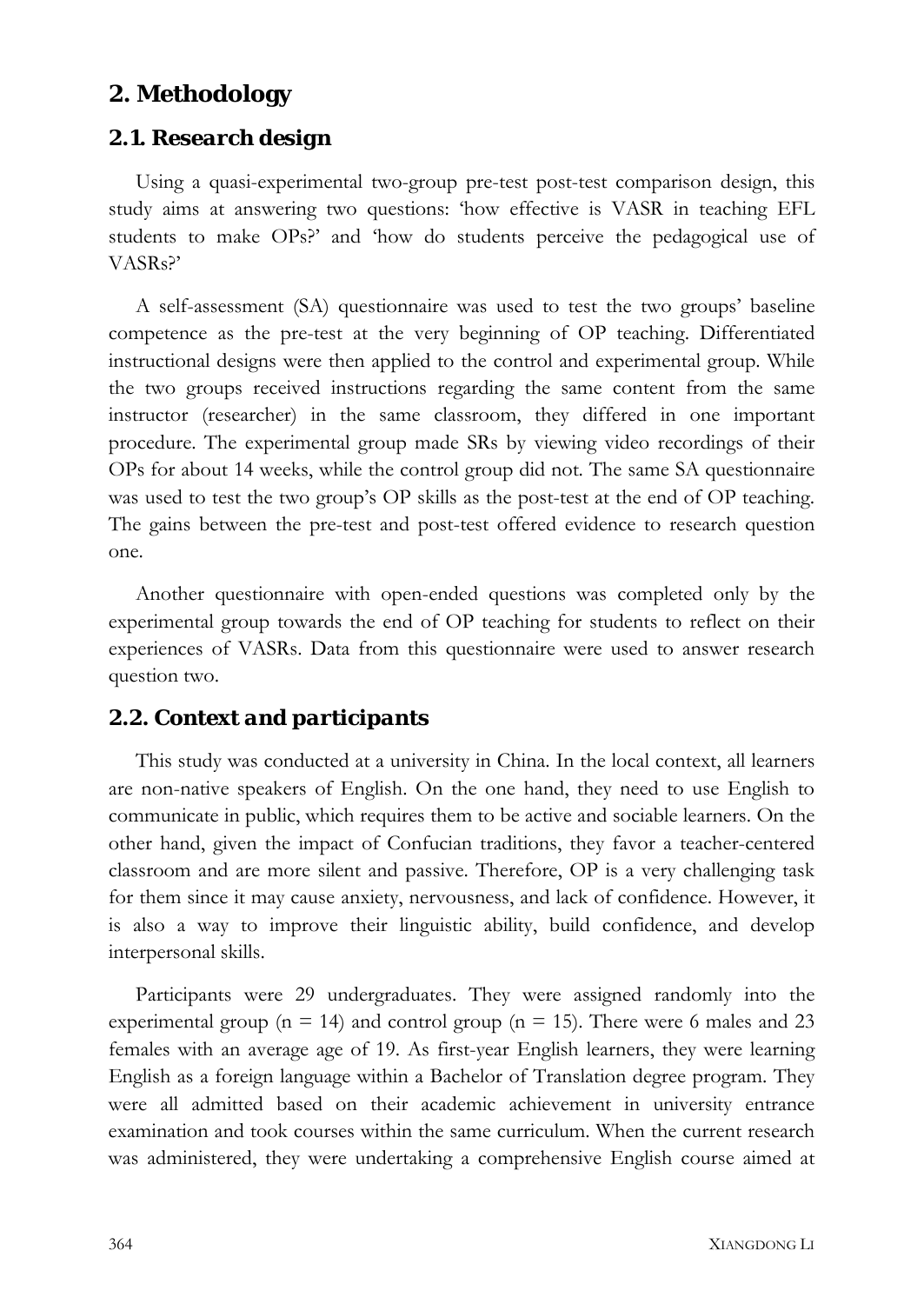## 2. Methodology

### 2.1. Research design

Using a quasi-experimental two-group pre-test post-test comparison design, this study aims at answering two questions: 'how effective is VASR in teaching EFL students to make OPs?' and 'how do students perceive the pedagogical use of VASRs?'

A self-assessment (SA) questionnaire was used to test the two groups' baseline competence as the pre-test at the very beginning of OP teaching. Differentiated instructional designs were then applied to the control and experimental group. While the two groups received instructions regarding the same content from the same instructor (researcher) in the same classroom, they differed in one important procedure. The experimental group made SRs by viewing video recordings of their OPs for about 14 weeks, while the control group did not. The same SA questionnaire was used to test the two group's OP skills as the post-test at the end of OP teaching. The gains between the pre-test and post-test offered evidence to research question one.

Another questionnaire with open-ended questions was completed only by the experimental group towards the end of OP teaching for students to reflect on their experiences of VASRs. Data from this questionnaire were used to answer research question two.

### 2.2. Context and participants

This study was conducted at a university in China. In the local context, all learners are non-native speakers of English. On the one hand, they need to use English to communicate in public, which requires them to be active and sociable learners. On the other hand, given the impact of Confucian traditions, they favor a teacher-centered classroom and are more silent and passive. Therefore, OP is a very challenging task for them since it may cause anxiety, nervousness, and lack of confidence. However, it is also a way to improve their linguistic ability, build confidence, and develop interpersonal skills.

Participants were 29 undergraduates. They were assigned randomly into the experimental group ($n = 14$) and control group ($n = 15$). There were 6 males and 23 females with an average age of 19. As first-year English learners, they were learning English as a foreign language within a Bachelor of Translation degree program. They were all admitted based on their academic achievement in university entrance examination and took courses within the same curriculum. When the current research was administered, they were undertaking a comprehensive English course aimed at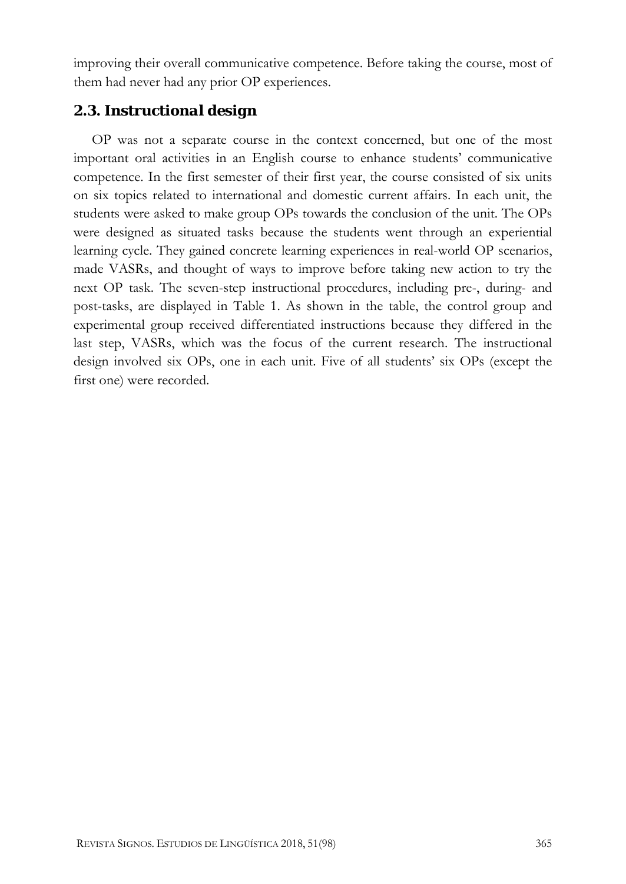improving their overall communicative competence. Before taking the course, most of them had never had any prior OP experiences.

## 2.3. Instructional design

OP was not a separate course in the context concerned, but one of the most important oral activities in an English course to enhance students' communicative competence. In the first semester of their first year, the course consisted of six units on six topics related to international and domestic current affairs. In each unit, the students were asked to make group OPs towards the conclusion of the unit. The OPs were designed as situated tasks because the students went through an experiential learning cycle. They gained concrete learning experiences in real-world OP scenarios, made VASRs, and thought of ways to improve before taking new action to try the next OP task. The seven-step instructional procedures, including pre-, during- and post-tasks, are displayed in Table 1. As shown in the table, the control group and experimental group received differentiated instructions because they differed in the last step, VASRs, which was the focus of the current research. The instructional design involved six OPs, one in each unit. Five of all students' six OPs (except the first one) were recorded.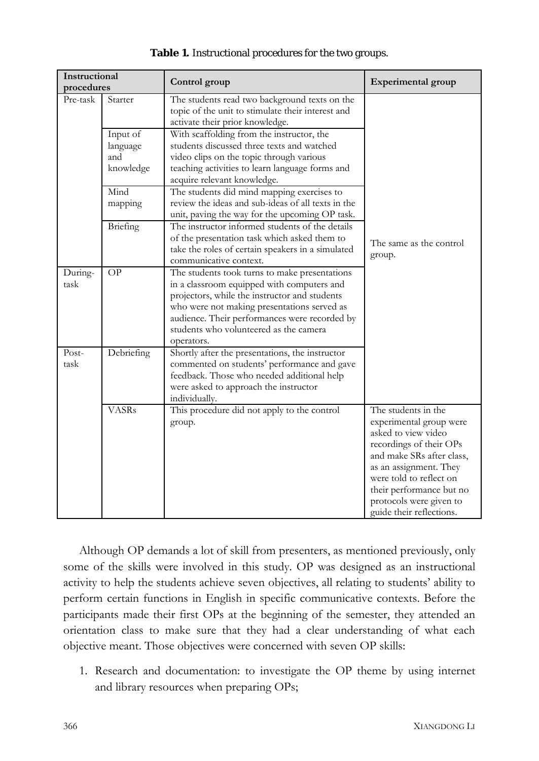**Table 1.** Instructional procedures for the two groups.

| Instructional procedures | | Control group | Experimental group |
|---|---|---|---|
| Pre-task | Starter | The students read two background texts on the topic of the unit to stimulate their interest and activate their prior knowledge. | The same as the control group. |
| | Input of language and knowledge | With scaffolding from the instructor, the students discussed three texts and watched video clips on the topic through various teaching activities to learn language forms and acquire relevant knowledge. | |
| | Mind mapping | The students did mind mapping exercises to review the ideas and sub-ideas of all texts in the unit, paving the way for the upcoming OP task. | |
| | Briefing | The instructor informed students of the details of the presentation task which asked them to take the roles of certain speakers in a simulated communicative context. | |
| During-task | OP | The students took turns to make presentations in a classroom equipped with computers and projectors, while the instructor and students who were not making presentations served as audience. Their performances were recorded by students who volunteered as the camera operators. | |
| Post-task | Debriefing | Shortly after the presentations, the instructor commented on students' performance and gave feedback. Those who needed additional help were asked to approach the instructor individually. | |
| | VASRs | This procedure did not apply to the control group. | The students in the experimental group were asked to view video recordings of their OPs and make SRs after class, as an assignment. They were told to reflect on their performance but no protocols were given to guide their reflections. |

Although OP demands a lot of skill from presenters, as mentioned previously, only some of the skills were involved in this study. OP was designed as an instructional activity to help the students achieve seven objectives, all relating to students' ability to perform certain functions in English in specific communicative contexts. Before the participants made their first OPs at the beginning of the semester, they attended an orientation class to make sure that they had a clear understanding of what each objective meant. Those objectives were concerned with seven OP skills:

1. Research and documentation: to investigate the OP theme by using internet and library resources when preparing OPs;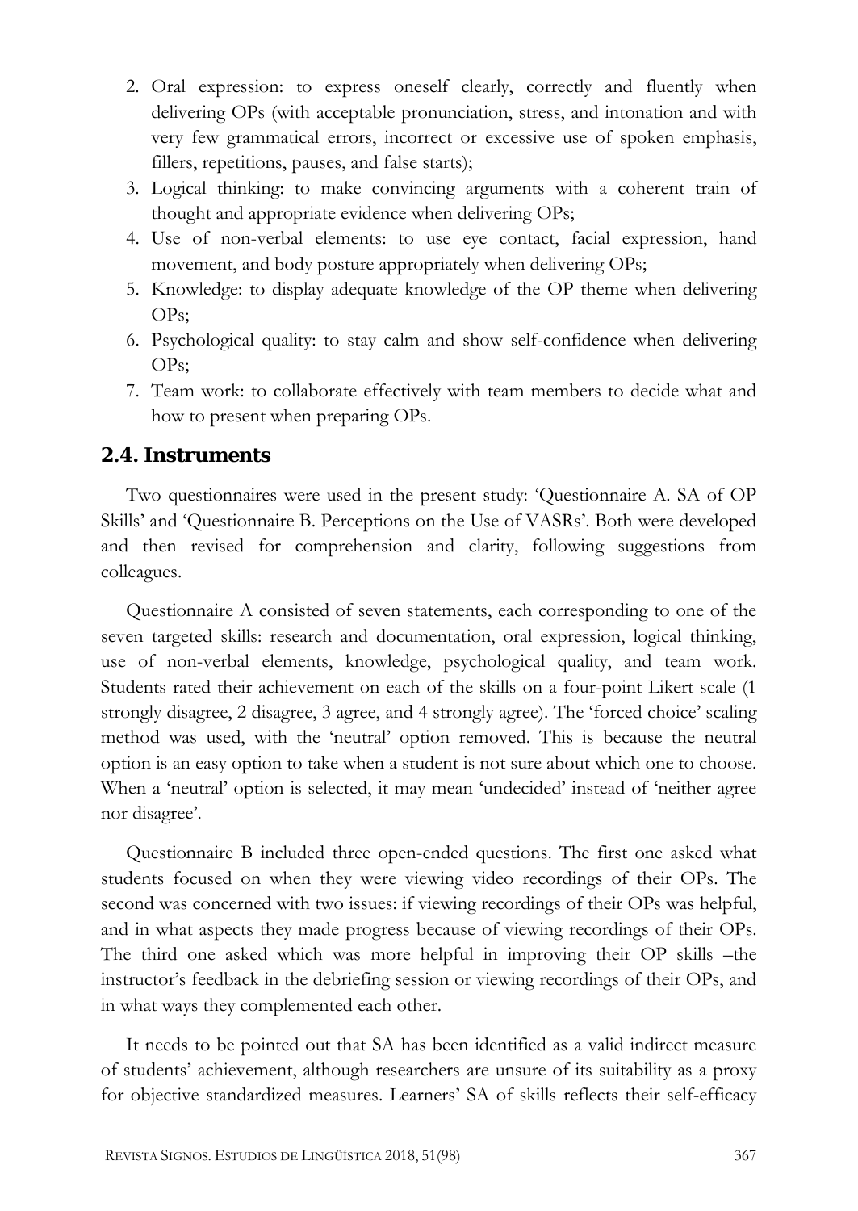2. Oral expression: to express oneself clearly, correctly and fluently when delivering OPs (with acceptable pronunciation, stress, and intonation and with very few grammatical errors, incorrect or excessive use of spoken emphasis, fillers, repetitions, pauses, and false starts);
3. Logical thinking: to make convincing arguments with a coherent train of thought and appropriate evidence when delivering OPs;
4. Use of non-verbal elements: to use eye contact, facial expression, hand movement, and body posture appropriately when delivering OPs;
5. Knowledge: to display adequate knowledge of the OP theme when delivering OPs;
6. Psychological quality: to stay calm and show self-confidence when delivering OPs;
7. Team work: to collaborate effectively with team members to decide what and how to present when preparing OPs.

## 2.4. Instruments

Two questionnaires were used in the present study: 'Questionnaire A. SA of OP Skills' and 'Questionnaire B. Perceptions on the Use of VASRs'. Both were developed and then revised for comprehension and clarity, following suggestions from colleagues.

Questionnaire A consisted of seven statements, each corresponding to one of the seven targeted skills: research and documentation, oral expression, logical thinking, use of non-verbal elements, knowledge, psychological quality, and team work. Students rated their achievement on each of the skills on a four-point Likert scale (1 strongly disagree, 2 disagree, 3 agree, and 4 strongly agree). The 'forced choice' scaling method was used, with the 'neutral' option removed. This is because the neutral option is an easy option to take when a student is not sure about which one to choose. When a 'neutral' option is selected, it may mean 'undecided' instead of 'neither agree nor disagree'.

Questionnaire B included three open-ended questions. The first one asked what students focused on when they were viewing video recordings of their OPs. The second was concerned with two issues: if viewing recordings of their OPs was helpful, and in what aspects they made progress because of viewing recordings of their OPs. The third one asked which was more helpful in improving their OP skills –the instructor's feedback in the debriefing session or viewing recordings of their OPs, and in what ways they complemented each other.

It needs to be pointed out that SA has been identified as a valid indirect measure of students' achievement, although researchers are unsure of its suitability as a proxy for objective standardized measures. Learners' SA of skills reflects their self-efficacy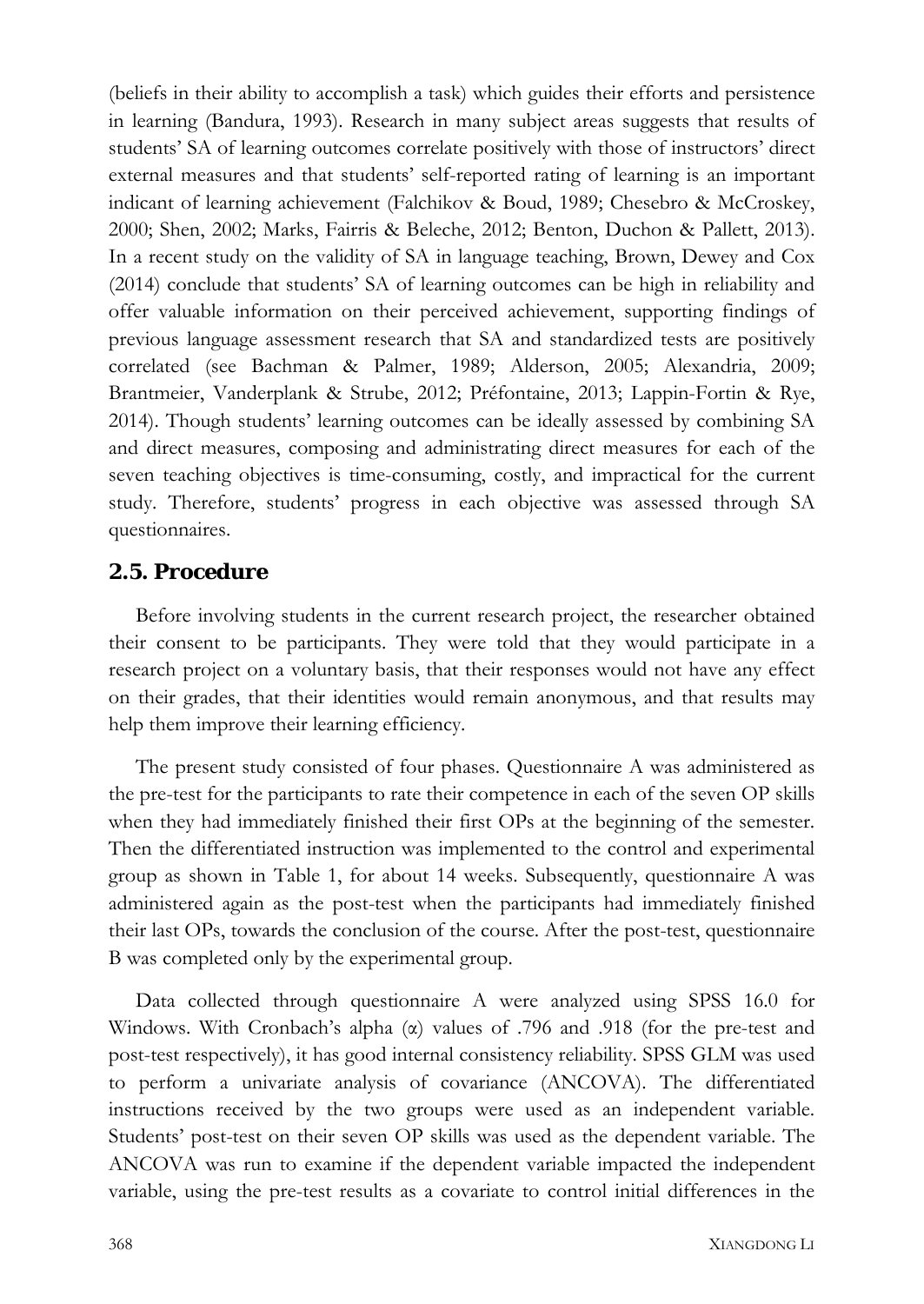(beliefs in their ability to accomplish a task) which guides their efforts and persistence in learning (Bandura, 1993). Research in many subject areas suggests that results of students' SA of learning outcomes correlate positively with those of instructors' direct external measures and that students' self-reported rating of learning is an important indicant of learning achievement (Falchikov & Boud, 1989; Chesebro & McCroskey, 2000; Shen, 2002; Marks, Fairris & Beleche, 2012; Benton, Duchon & Pallett, 2013). In a recent study on the validity of SA in language teaching, Brown, Dewey and Cox (2014) conclude that students' SA of learning outcomes can be high in reliability and offer valuable information on their perceived achievement, supporting findings of previous language assessment research that SA and standardized tests are positively correlated (see Bachman & Palmer, 1989; Alderson, 2005; Alexandria, 2009; Brantmeier, Vanderplank & Strube, 2012; Préfontaine, 2013; Lappin-Fortin & Rye, 2014). Though students' learning outcomes can be ideally assessed by combining SA and direct measures, composing and administrating direct measures for each of the seven teaching objectives is time-consuming, costly, and impractical for the current study. Therefore, students' progress in each objective was assessed through SA questionnaires.

## 2.5. Procedure

Before involving students in the current research project, the researcher obtained their consent to be participants. They were told that they would participate in a research project on a voluntary basis, that their responses would not have any effect on their grades, that their identities would remain anonymous, and that results may help them improve their learning efficiency.

The present study consisted of four phases. Questionnaire A was administered as the pre-test for the participants to rate their competence in each of the seven OP skills when they had immediately finished their first OPs at the beginning of the semester. Then the differentiated instruction was implemented to the control and experimental group as shown in Table 1, for about 14 weeks. Subsequently, questionnaire A was administered again as the post-test when the participants had immediately finished their last OPs, towards the conclusion of the course. After the post-test, questionnaire B was completed only by the experimental group.

Data collected through questionnaire A were analyzed using SPSS 16.0 for Windows. With Cronbach's alpha (α) values of .796 and .918 (for the pre-test and post-test respectively), it has good internal consistency reliability. SPSS GLM was used to perform a univariate analysis of covariance (ANCOVA). The differentiated instructions received by the two groups were used as an independent variable. Students' post-test on their seven OP skills was used as the dependent variable. The ANCOVA was run to examine if the dependent variable impacted the independent variable, using the pre-test results as a covariate to control initial differences in the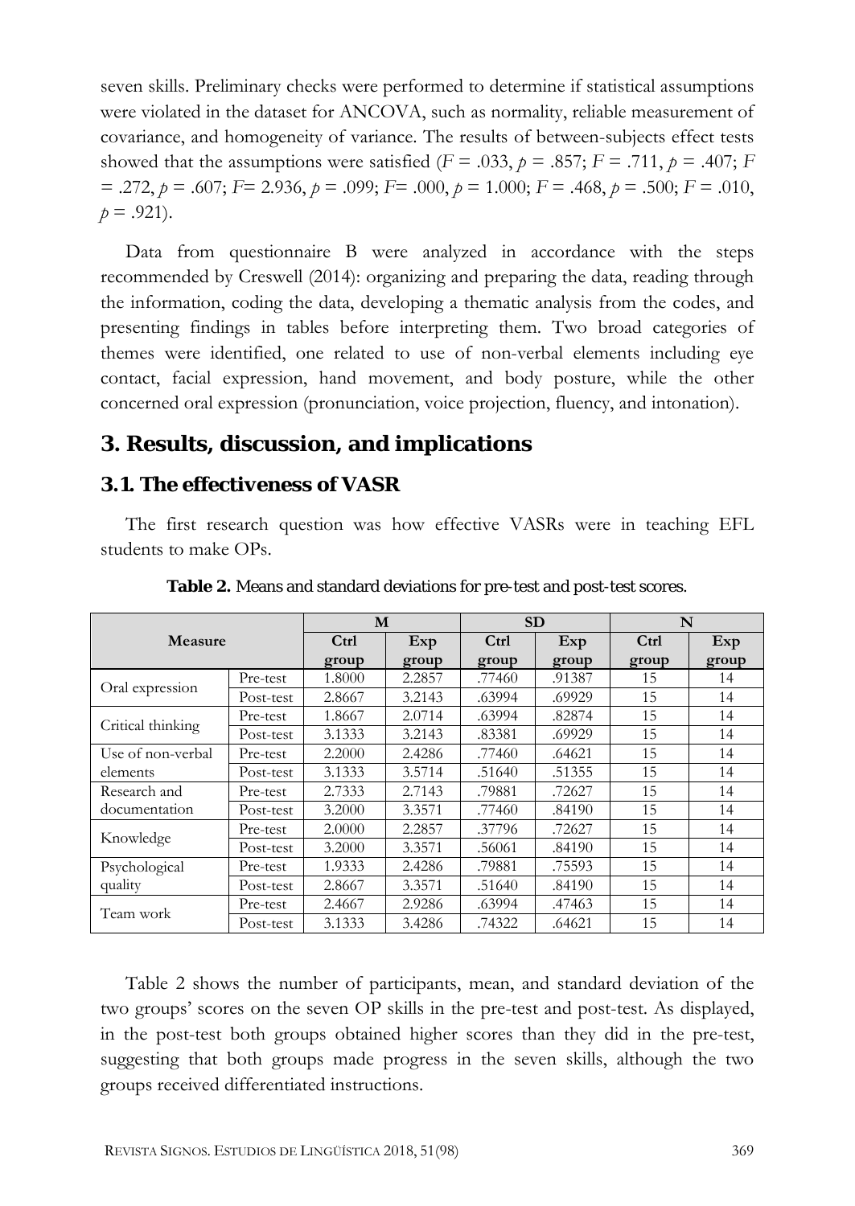seven skills. Preliminary checks were performed to determine if statistical assumptions were violated in the dataset for ANCOVA, such as normality, reliable measurement of covariance, and homogeneity of variance. The results of between-subjects effect tests showed that the assumptions were satisfied ($F$ = .033, $p$ = .857; $F$ = .711, $p$ = .407; $F$ = .272, $p$ = .607; $F$= 2.936, $p$ = .099; $F$= .000, $p$ = 1.000; $F$ = .468, $p$ = .500; $F$ = .010, $p$ = .921).

Data from questionnaire B were analyzed in accordance with the steps recommended by Creswell (2014): organizing and preparing the data, reading through the information, coding the data, developing a thematic analysis from the codes, and presenting findings in tables before interpreting them. Two broad categories of themes were identified, one related to use of non-verbal elements including eye contact, facial expression, hand movement, and body posture, while the other concerned oral expression (pronunciation, voice projection, fluency, and intonation).

## 3. Results, discussion, and implications

### 3.1. The effectiveness of VASR

The first research question was how effective VASRs were in teaching EFL students to make OPs.

**Table 2.** Means and standard deviations for pre-test and post-test scores.

| Measure | | M | | SD | | N | |
|---|---|---|---|---|---|---|---|
| | | Ctrl group | Exp group | Ctrl group | Exp group | Ctrl group | Exp group |
| Oral expression | Pre-test | 1.8000 | 2.2857 | .77460 | .91387 | 15 | 14 |
| | Post-test | 2.8667 | 3.2143 | .63994 | .69929 | 15 | 14 |
| Critical thinking | Pre-test | 1.8667 | 2.0714 | .63994 | .82874 | 15 | 14 |
| | Post-test | 3.1333 | 3.2143 | .83381 | .69929 | 15 | 14 |
| Use of non-verbal elements | Pre-test | 2.2000 | 2.4286 | .77460 | .64621 | 15 | 14 |
| | Post-test | 3.1333 | 3.5714 | .51640 | .51355 | 15 | 14 |
| Research and documentation | Pre-test | 2.7333 | 2.7143 | .79881 | .72627 | 15 | 14 |
| | Post-test | 3.2000 | 3.3571 | .77460 | .84190 | 15 | 14 |
| Knowledge | Pre-test | 2.0000 | 2.2857 | .37796 | .72627 | 15 | 14 |
| | Post-test | 3.2000 | 3.3571 | .56061 | .84190 | 15 | 14 |
| Psychological quality | Pre-test | 1.9333 | 2.4286 | .79881 | .75593 | 15 | 14 |
| | Post-test | 2.8667 | 3.3571 | .51640 | .84190 | 15 | 14 |
| Team work | Pre-test | 2.4667 | 2.9286 | .63994 | .47463 | 15 | 14 |
| | Post-test | 3.1333 | 3.4286 | .74322 | .64621 | 15 | 14 |

Table 2 shows the number of participants, mean, and standard deviation of the two groups' scores on the seven OP skills in the pre-test and post-test. As displayed, in the post-test both groups obtained higher scores than they did in the pre-test, suggesting that both groups made progress in the seven skills, although the two groups received differentiated instructions.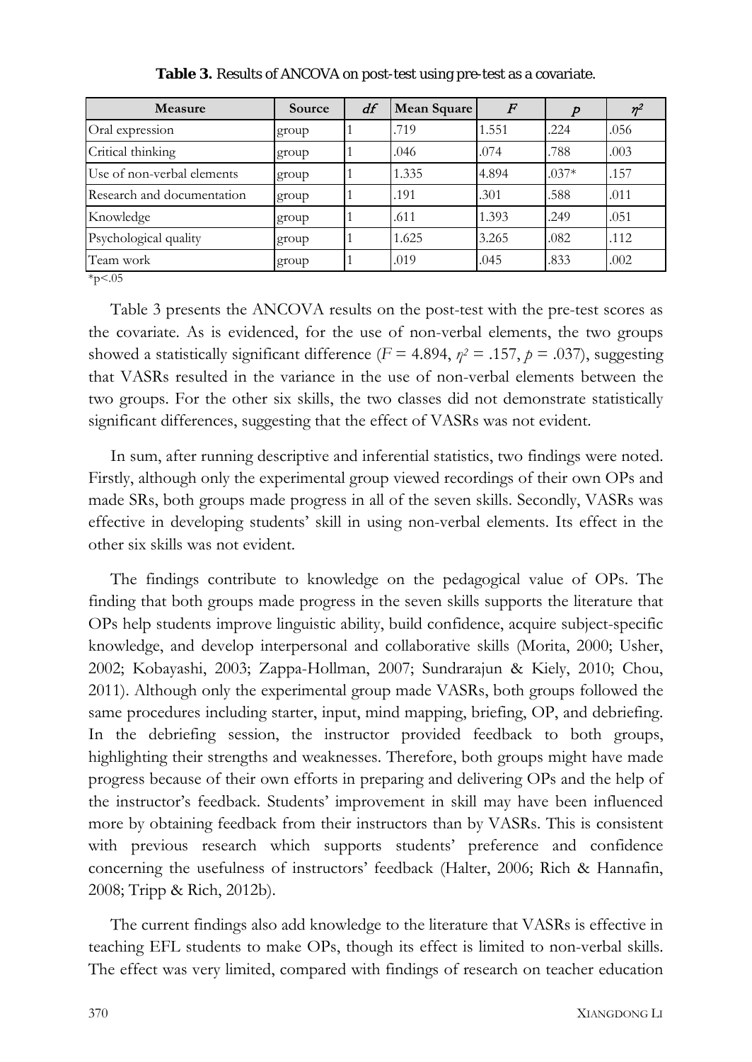**Table 3.** Results of ANCOVA on post-test using pre-test as a covariate.

| Measure | Source | *df* | Mean Square | *F* | *p* | $\eta^2$ |
| --- | --- | --- | --- | --- | --- | --- |
| Oral expression | group | 1 | .719 | 1.551 | .224 | .056 |
| Critical thinking | group | 1 | .046 | .074 | .788 | .003 |
| Use of non-verbal elements | group | 1 | 1.335 | 4.894 | .037* | .157 |
| Research and documentation | group | 1 | .191 | .301 | .588 | .011 |
| Knowledge | group | 1 | .611 | 1.393 | .249 | .051 |
| Psychological quality | group | 1 | 1.625 | 3.265 | .082 | .112 |
| Team work | group | 1 | .019 | .045 | .833 | .002 |

*p<.05

Table 3 presents the ANCOVA results on the post-test with the pre-test scores as the covariate. As is evidenced, for the use of non-verbal elements, the two groups showed a statistically significant difference ($F$ = 4.894, $\eta^2$ = .157, $p$ = .037), suggesting that VASRs resulted in the variance in the use of non-verbal elements between the two groups. For the other six skills, the two classes did not demonstrate statistically significant differences, suggesting that the effect of VASRs was not evident.

In sum, after running descriptive and inferential statistics, two findings were noted. Firstly, although only the experimental group viewed recordings of their own OPs and made SRs, both groups made progress in all of the seven skills. Secondly, VASRs was effective in developing students' skill in using non-verbal elements. Its effect in the other six skills was not evident.

The findings contribute to knowledge on the pedagogical value of OPs. The finding that both groups made progress in the seven skills supports the literature that OPs help students improve linguistic ability, build confidence, acquire subject-specific knowledge, and develop interpersonal and collaborative skills (Morita, 2000; Usher, 2002; Kobayashi, 2003; Zappa-Hollman, 2007; Sundrarajun & Kiely, 2010; Chou, 2011). Although only the experimental group made VASRs, both groups followed the same procedures including starter, input, mind mapping, briefing, OP, and debriefing. In the debriefing session, the instructor provided feedback to both groups, highlighting their strengths and weaknesses. Therefore, both groups might have made progress because of their own efforts in preparing and delivering OPs and the help of the instructor's feedback. Students' improvement in skill may have been influenced more by obtaining feedback from their instructors than by VASRs. This is consistent with previous research which supports students' preference and confidence concerning the usefulness of instructors' feedback (Halter, 2006; Rich & Hannafin, 2008; Tripp & Rich, 2012b).

The current findings also add knowledge to the literature that VASRs is effective in teaching EFL students to make OPs, though its effect is limited to non-verbal skills. The effect was very limited, compared with findings of research on teacher education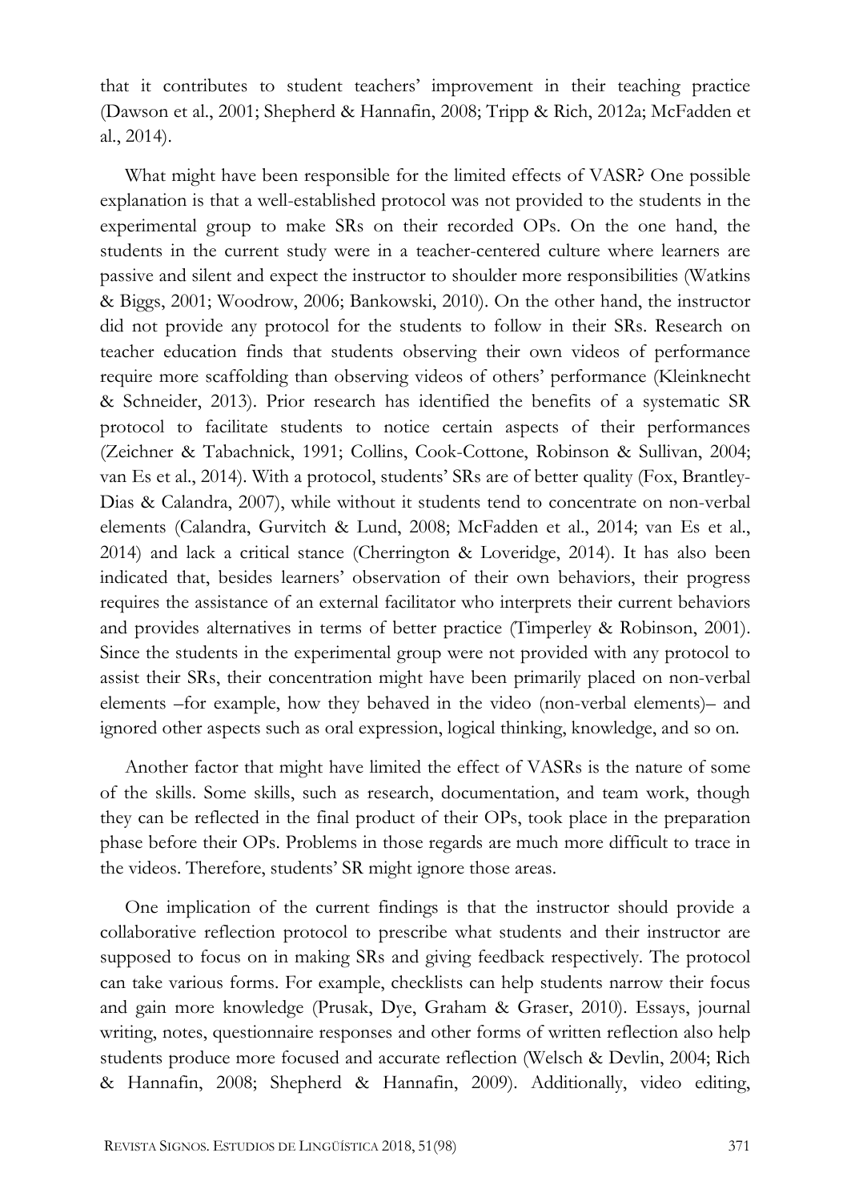that it contributes to student teachers' improvement in their teaching practice (Dawson et al., 2001; Shepherd & Hannafin, 2008; Tripp & Rich, 2012a; McFadden et al., 2014).

What might have been responsible for the limited effects of VASR? One possible explanation is that a well-established protocol was not provided to the students in the experimental group to make SRs on their recorded OPs. On the one hand, the students in the current study were in a teacher-centered culture where learners are passive and silent and expect the instructor to shoulder more responsibilities (Watkins & Biggs, 2001; Woodrow, 2006; Bankowski, 2010). On the other hand, the instructor did not provide any protocol for the students to follow in their SRs. Research on teacher education finds that students observing their own videos of performance require more scaffolding than observing videos of others' performance (Kleinknecht & Schneider, 2013). Prior research has identified the benefits of a systematic SR protocol to facilitate students to notice certain aspects of their performances (Zeichner & Tabachnick, 1991; Collins, Cook-Cottone, Robinson & Sullivan, 2004; van Es et al., 2014). With a protocol, students' SRs are of better quality (Fox, Brantley-Dias & Calandra, 2007), while without it students tend to concentrate on non-verbal elements (Calandra, Gurvitch & Lund, 2008; McFadden et al., 2014; van Es et al., 2014) and lack a critical stance (Cherrington & Loveridge, 2014). It has also been indicated that, besides learners' observation of their own behaviors, their progress requires the assistance of an external facilitator who interprets their current behaviors and provides alternatives in terms of better practice (Timperley & Robinson, 2001). Since the students in the experimental group were not provided with any protocol to assist their SRs, their concentration might have been primarily placed on non-verbal elements –for example, how they behaved in the video (non-verbal elements)– and ignored other aspects such as oral expression, logical thinking, knowledge, and so on.

Another factor that might have limited the effect of VASRs is the nature of some of the skills. Some skills, such as research, documentation, and team work, though they can be reflected in the final product of their OPs, took place in the preparation phase before their OPs. Problems in those regards are much more difficult to trace in the videos. Therefore, students' SR might ignore those areas.

One implication of the current findings is that the instructor should provide a collaborative reflection protocol to prescribe what students and their instructor are supposed to focus on in making SRs and giving feedback respectively. The protocol can take various forms. For example, checklists can help students narrow their focus and gain more knowledge (Prusak, Dye, Graham & Graser, 2010). Essays, journal writing, notes, questionnaire responses and other forms of written reflection also help students produce more focused and accurate reflection (Welsch & Devlin, 2004; Rich & Hannafin, 2008; Shepherd & Hannafin, 2009). Additionally, video editing,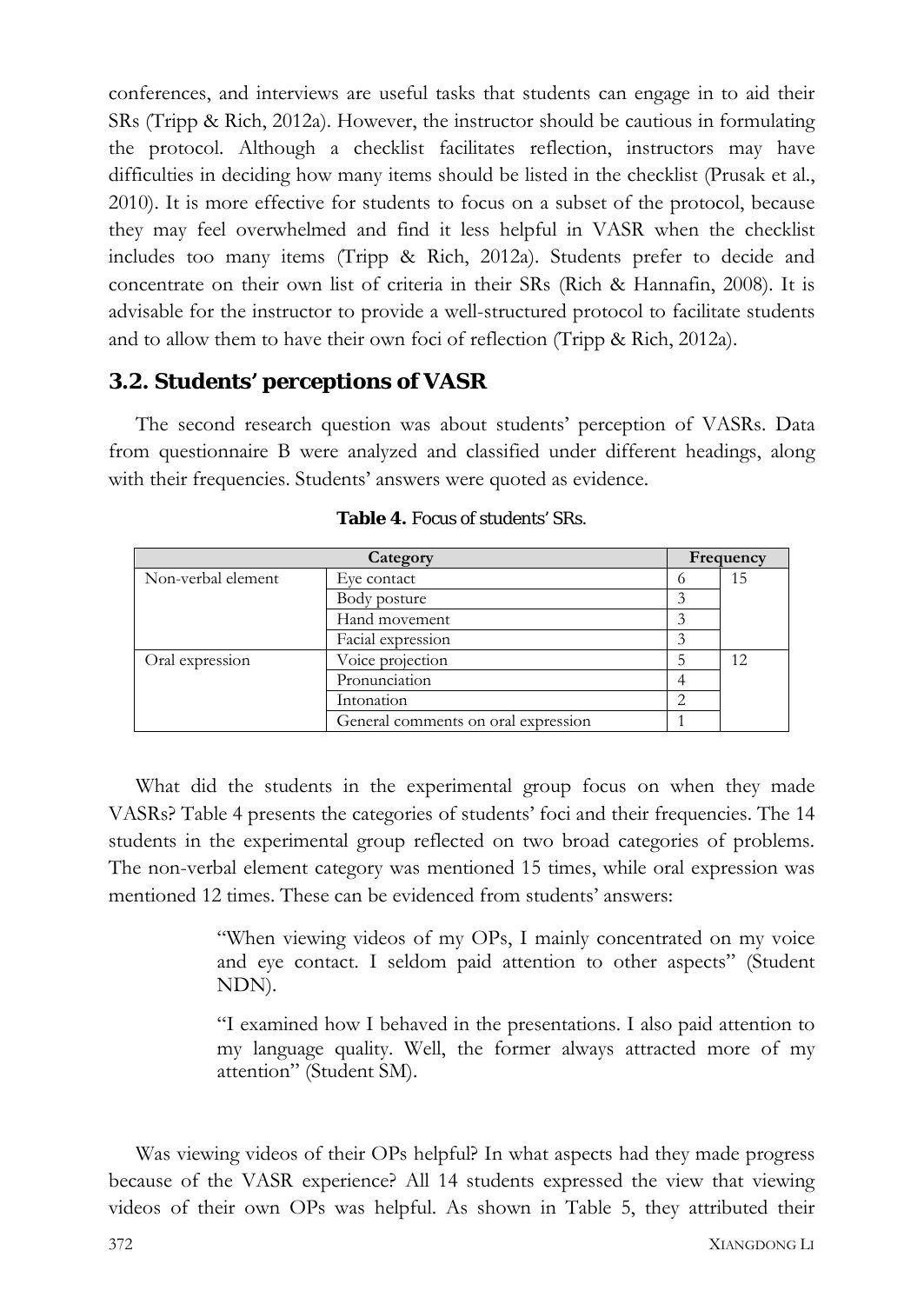conferences, and interviews are useful tasks that students can engage in to aid their SRs (Tripp & Rich, 2012a). However, the instructor should be cautious in formulating the protocol. Although a checklist facilitates reflection, instructors may have difficulties in deciding how many items should be listed in the checklist (Prusak et al., 2010). It is more effective for students to focus on a subset of the protocol, because they may feel overwhelmed and find it less helpful in VASR when the checklist includes too many items (Tripp & Rich, 2012a). Students prefer to decide and concentrate on their own list of criteria in their SRs (Rich & Hannafin, 2008). It is advisable for the instructor to provide a well-structured protocol to facilitate students and to allow them to have their own foci of reflection (Tripp & Rich, 2012a).

## 3.2. Students' perceptions of VASR

The second research question was about students' perception of VASRs. Data from questionnaire B were analyzed and classified under different headings, along with their frequencies. Students' answers were quoted as evidence.

**Table 4.** Focus of students' SRs.

| Category | | Frequency | |
|---|---|---|---|
| Non-verbal element | Eye contact | 6 | 15 |
| | Body posture | 3 | |
| | Hand movement | 3 | |
| | Facial expression | 3 | |
| Oral expression | Voice projection | 5 | 12 |
| | Pronunciation | 4 | |
| | Intonation | 2 | |
| | General comments on oral expression | 1 | |

What did the students in the experimental group focus on when they made VASRs? Table 4 presents the categories of students' foci and their frequencies. The 14 students in the experimental group reflected on two broad categories of problems. The non-verbal element category was mentioned 15 times, while oral expression was mentioned 12 times. These can be evidenced from students' answers:

> "When viewing videos of my OPs, I mainly concentrated on my voice and eye contact. I seldom paid attention to other aspects" (Student NDN).

> "I examined how I behaved in the presentations. I also paid attention to my language quality. Well, the former always attracted more of my attention" (Student SM).

Was viewing videos of their OPs helpful? In what aspects had they made progress because of the VASR experience? All 14 students expressed the view that viewing videos of their own OPs was helpful. As shown in Table 5, they attributed their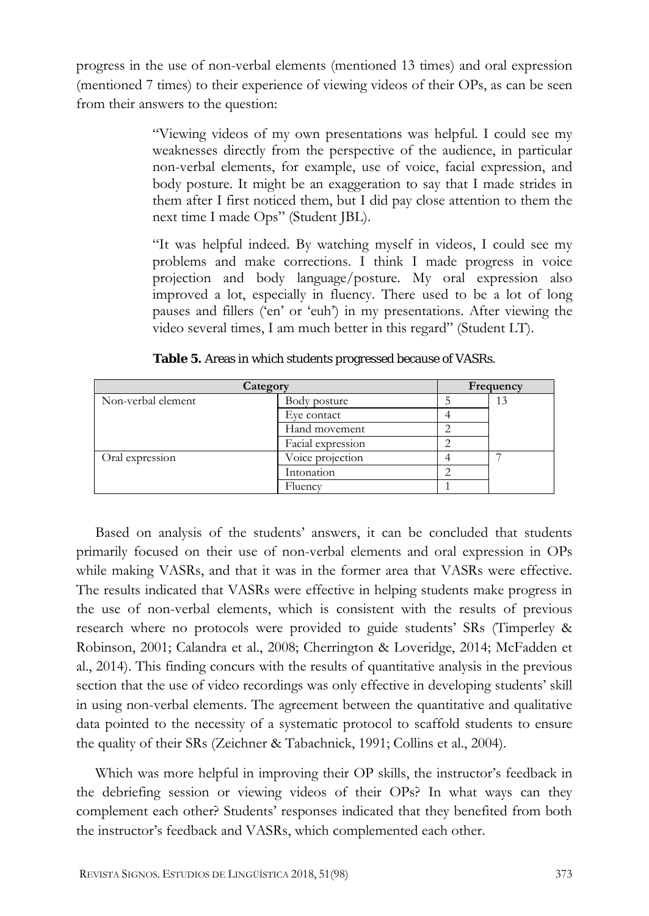progress in the use of non-verbal elements (mentioned 13 times) and oral expression (mentioned 7 times) to their experience of viewing videos of their OPs, as can be seen from their answers to the question:

> "Viewing videos of my own presentations was helpful. I could see my weaknesses directly from the perspective of the audience, in particular non-verbal elements, for example, use of voice, facial expression, and body posture. It might be an exaggeration to say that I made strides in them after I first noticed them, but I did pay close attention to them the next time I made Ops" (Student JBL).

> "It was helpful indeed. By watching myself in videos, I could see my problems and make corrections. I think I made progress in voice projection and body language/posture. My oral expression also improved a lot, especially in fluency. There used to be a lot of long pauses and fillers ('en' or 'euh') in my presentations. After viewing the video several times, I am much better in this regard" (Student LT).

**Table 5.** Areas in which students progressed because of VASRs.

| Category | | Frequency | |
|---|---|---|---|
| Non-verbal element | Body posture | 5 | 13 |
| | Eye contact | 4 | |
| | Hand movement | 2 | |
| | Facial expression | 2 | |
| Oral expression | Voice projection | 4 | 7 |
| | Intonation | 2 | |
| | Fluency | 1 | |

Based on analysis of the students' answers, it can be concluded that students primarily focused on their use of non-verbal elements and oral expression in OPs while making VASRs, and that it was in the former area that VASRs were effective. The results indicated that VASRs were effective in helping students make progress in the use of non-verbal elements, which is consistent with the results of previous research where no protocols were provided to guide students' SRs (Timperley & Robinson, 2001; Calandra et al., 2008; Cherrington & Loveridge, 2014; McFadden et al., 2014). This finding concurs with the results of quantitative analysis in the previous section that the use of video recordings was only effective in developing students' skill in using non-verbal elements. The agreement between the quantitative and qualitative data pointed to the necessity of a systematic protocol to scaffold students to ensure the quality of their SRs (Zeichner & Tabachnick, 1991; Collins et al., 2004).

Which was more helpful in improving their OP skills, the instructor's feedback in the debriefing session or viewing videos of their OPs? In what ways can they complement each other? Students' responses indicated that they benefited from both the instructor's feedback and VASRs, which complemented each other.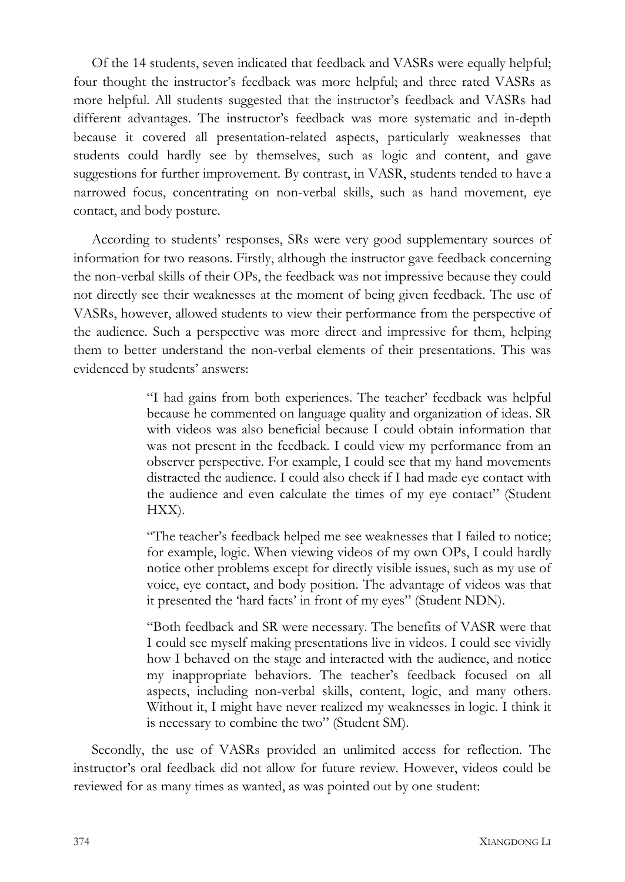Of the 14 students, seven indicated that feedback and VASRs were equally helpful; four thought the instructor's feedback was more helpful; and three rated VASRs as more helpful. All students suggested that the instructor's feedback and VASRs had different advantages. The instructor's feedback was more systematic and in-depth because it covered all presentation-related aspects, particularly weaknesses that students could hardly see by themselves, such as logic and content, and gave suggestions for further improvement. By contrast, in VASR, students tended to have a narrowed focus, concentrating on non-verbal skills, such as hand movement, eye contact, and body posture.

According to students' responses, SRs were very good supplementary sources of information for two reasons. Firstly, although the instructor gave feedback concerning the non-verbal skills of their OPs, the feedback was not impressive because they could not directly see their weaknesses at the moment of being given feedback. The use of VASRs, however, allowed students to view their performance from the perspective of the audience. Such a perspective was more direct and impressive for them, helping them to better understand the non-verbal elements of their presentations. This was evidenced by students' answers:

> "I had gains from both experiences. The teacher' feedback was helpful because he commented on language quality and organization of ideas. SR with videos was also beneficial because I could obtain information that was not present in the feedback. I could view my performance from an observer perspective. For example, I could see that my hand movements distracted the audience. I could also check if I had made eye contact with the audience and even calculate the times of my eye contact" (Student HXX).
>
> "The teacher's feedback helped me see weaknesses that I failed to notice; for example, logic. When viewing videos of my own OPs, I could hardly notice other problems except for directly visible issues, such as my use of voice, eye contact, and body position. The advantage of videos was that it presented the 'hard facts' in front of my eyes" (Student NDN).
>
> "Both feedback and SR were necessary. The benefits of VASR were that I could see myself making presentations live in videos. I could see vividly how I behaved on the stage and interacted with the audience, and notice my inappropriate behaviors. The teacher's feedback focused on all aspects, including non-verbal skills, content, logic, and many others. Without it, I might have never realized my weaknesses in logic. I think it is necessary to combine the two" (Student SM).

Secondly, the use of VASRs provided an unlimited access for reflection. The instructor's oral feedback did not allow for future review. However, videos could be reviewed for as many times as wanted, as was pointed out by one student: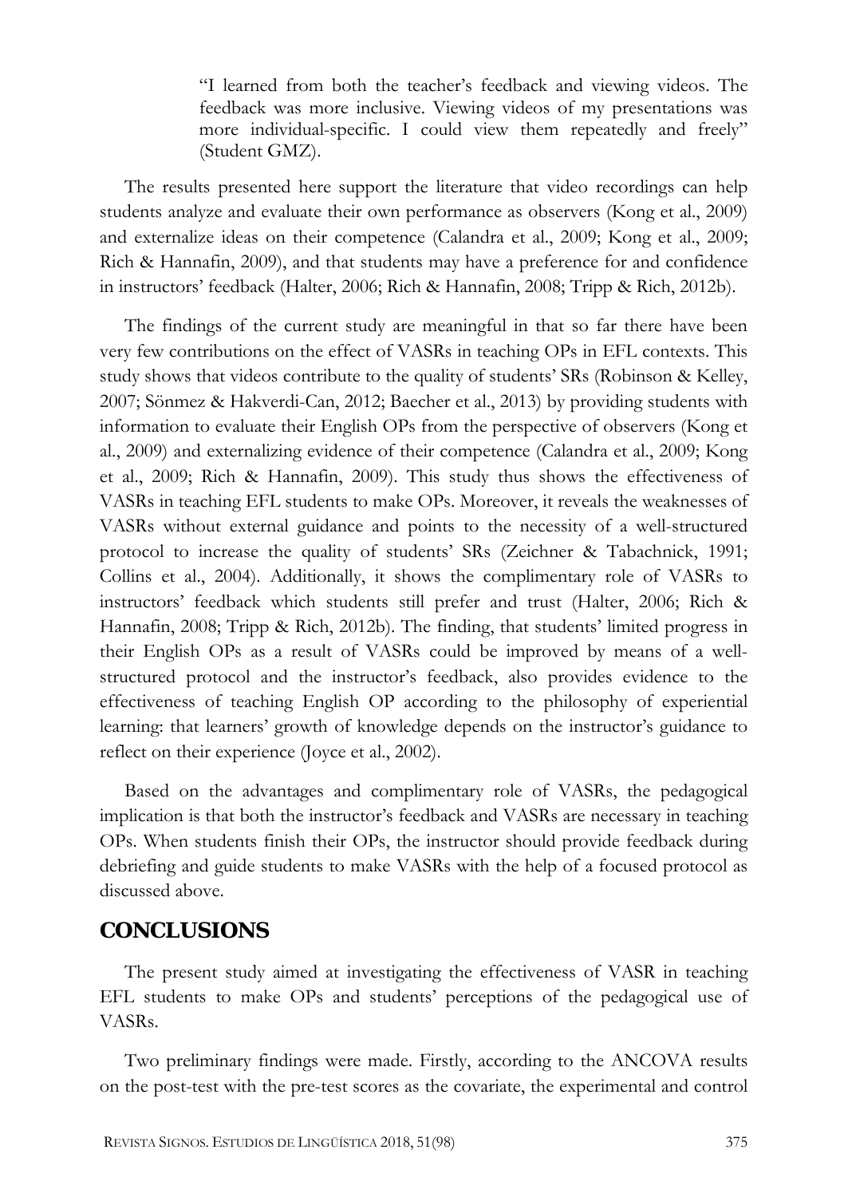> "I learned from both the teacher's feedback and viewing videos. The feedback was more inclusive. Viewing videos of my presentations was more individual-specific. I could view them repeatedly and freely" (Student GMZ).

The results presented here support the literature that video recordings can help students analyze and evaluate their own performance as observers (Kong et al., 2009) and externalize ideas on their competence (Calandra et al., 2009; Kong et al., 2009; Rich & Hannafin, 2009), and that students may have a preference for and confidence in instructors' feedback (Halter, 2006; Rich & Hannafin, 2008; Tripp & Rich, 2012b).

The findings of the current study are meaningful in that so far there have been very few contributions on the effect of VASRs in teaching OPs in EFL contexts. This study shows that videos contribute to the quality of students' SRs (Robinson & Kelley, 2007; Sönmez & Hakverdi-Can, 2012; Baecher et al., 2013) by providing students with information to evaluate their English OPs from the perspective of observers (Kong et al., 2009) and externalizing evidence of their competence (Calandra et al., 2009; Kong et al., 2009; Rich & Hannafin, 2009). This study thus shows the effectiveness of VASRs in teaching EFL students to make OPs. Moreover, it reveals the weaknesses of VASRs without external guidance and points to the necessity of a well-structured protocol to increase the quality of students' SRs (Zeichner & Tabachnick, 1991; Collins et al., 2004). Additionally, it shows the complimentary role of VASRs to instructors' feedback which students still prefer and trust (Halter, 2006; Rich & Hannafin, 2008; Tripp & Rich, 2012b). The finding, that students' limited progress in their English OPs as a result of VASRs could be improved by means of a well-structured protocol and the instructor's feedback, also provides evidence to the effectiveness of teaching English OP according to the philosophy of experiential learning: that learners' growth of knowledge depends on the instructor's guidance to reflect on their experience (Joyce et al., 2002).

Based on the advantages and complimentary role of VASRs, the pedagogical implication is that both the instructor's feedback and VASRs are necessary in teaching OPs. When students finish their OPs, the instructor should provide feedback during debriefing and guide students to make VASRs with the help of a focused protocol as discussed above.

## CONCLUSIONS

The present study aimed at investigating the effectiveness of VASR in teaching EFL students to make OPs and students' perceptions of the pedagogical use of VASRs.

Two preliminary findings were made. Firstly, according to the ANCOVA results on the post-test with the pre-test scores as the covariate, the experimental and control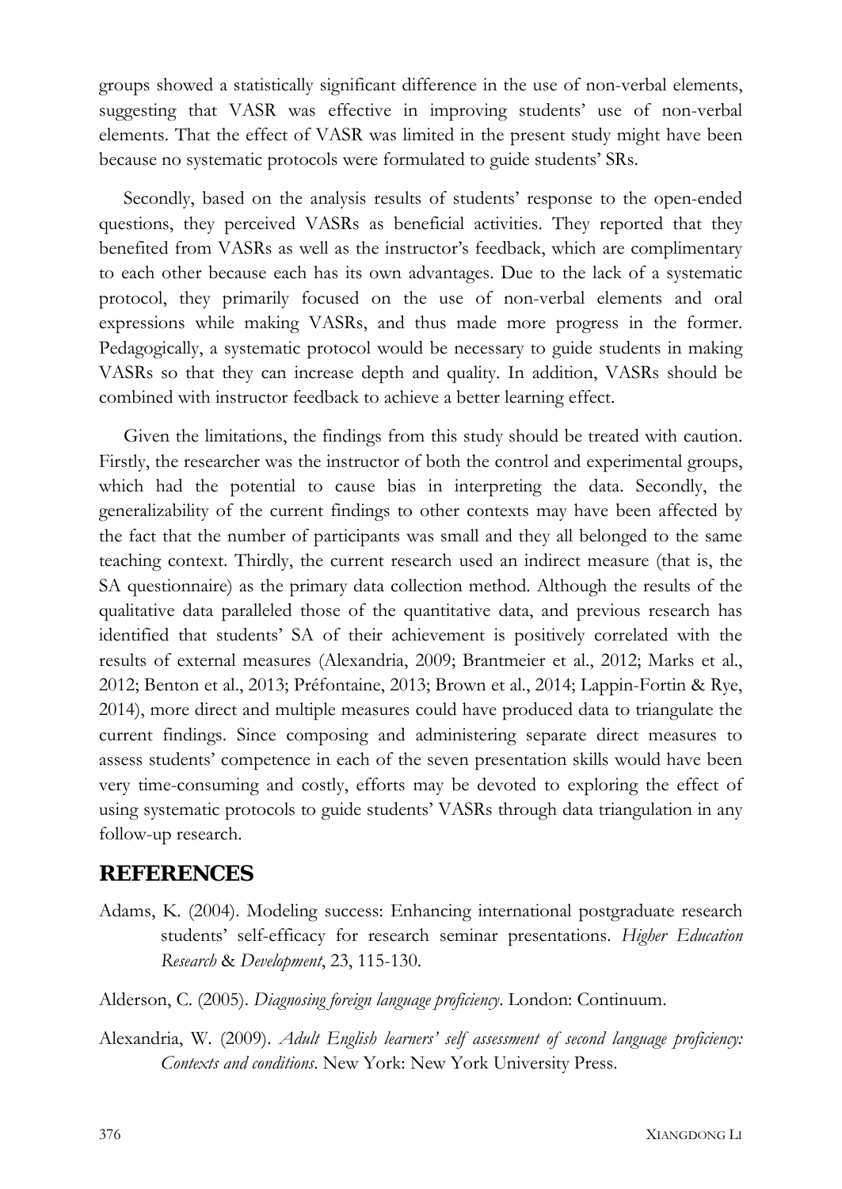groups showed a statistically significant difference in the use of non-verbal elements, suggesting that VASR was effective in improving students' use of non-verbal elements. That the effect of VASR was limited in the present study might have been because no systematic protocols were formulated to guide students' SRs.

Secondly, based on the analysis results of students' response to the open-ended questions, they perceived VASRs as beneficial activities. They reported that they benefited from VASRs as well as the instructor's feedback, which are complimentary to each other because each has its own advantages. Due to the lack of a systematic protocol, they primarily focused on the use of non-verbal elements and oral expressions while making VASRs, and thus made more progress in the former. Pedagogically, a systematic protocol would be necessary to guide students in making VASRs so that they can increase depth and quality. In addition, VASRs should be combined with instructor feedback to achieve a better learning effect.

Given the limitations, the findings from this study should be treated with caution. Firstly, the researcher was the instructor of both the control and experimental groups, which had the potential to cause bias in interpreting the data. Secondly, the generalizability of the current findings to other contexts may have been affected by the fact that the number of participants was small and they all belonged to the same teaching context. Thirdly, the current research used an indirect measure (that is, the SA questionnaire) as the primary data collection method. Although the results of the qualitative data paralleled those of the quantitative data, and previous research has identified that students' SA of their achievement is positively correlated with the results of external measures (Alexandria, 2009; Brantmeier et al., 2012; Marks et al., 2012; Benton et al., 2013; Préfontaine, 2013; Brown et al., 2014; Lappin-Fortin & Rye, 2014), more direct and multiple measures could have produced data to triangulate the current findings. Since composing and administering separate direct measures to assess students' competence in each of the seven presentation skills would have been very time-consuming and costly, efforts may be devoted to exploring the effect of using systematic protocols to guide students' VASRs through data triangulation in any follow-up research.

## REFERENCES

Adams, K. (2004). Modeling success: Enhancing international postgraduate research students' self-efficacy for research seminar presentations. *Higher Education Research* & *Development*, 23, 115-130.

Alderson, C. (2005). *Diagnosing foreign language proficiency*. London: Continuum.

Alexandria, W. (2009). *Adult English learners' self assessment of second language proficiency: Contexts and conditions*. New York: New York University Press.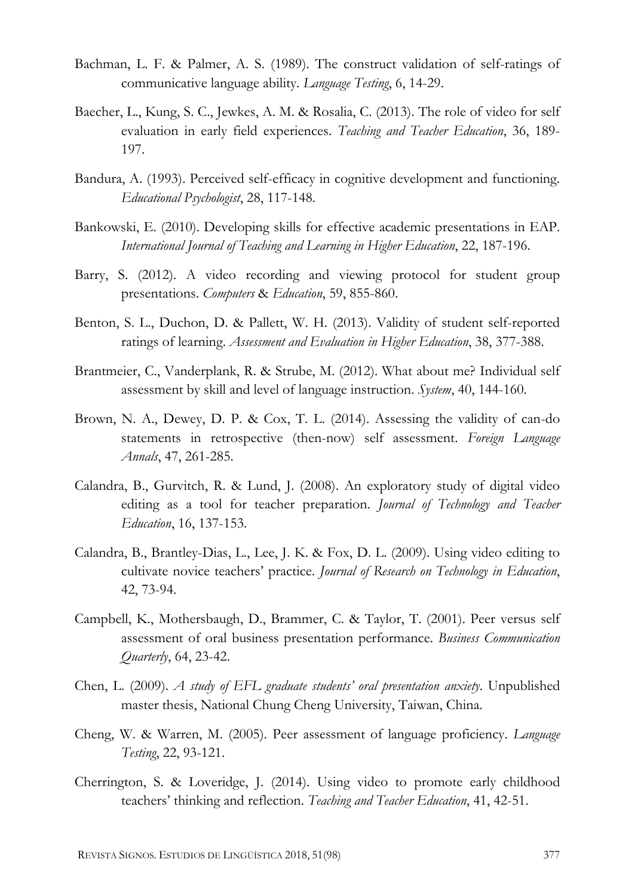Bachman, L. F. & Palmer, A. S. (1989). The construct validation of self-ratings of communicative language ability. *Language Testing*, 6, 14-29.

Baecher, L., Kung, S. C., Jewkes, A. M. & Rosalia, C. (2013). The role of video for self evaluation in early field experiences. *Teaching and Teacher Education*, 36, 189-197.

Bandura, A. (1993). Perceived self-efficacy in cognitive development and functioning. *Educational Psychologist*, 28, 117-148.

Bankowski, E. (2010). Developing skills for effective academic presentations in EAP. *International Journal of Teaching and Learning in Higher Education*, 22, 187-196.

Barry, S. (2012). A video recording and viewing protocol for student group presentations. *Computers* & *Education*, 59, 855-860.

Benton, S. L., Duchon, D. & Pallett, W. H. (2013). Validity of student self-reported ratings of learning. *Assessment and Evaluation in Higher Education*, 38, 377-388.

Brantmeier, C., Vanderplank, R. & Strube, M. (2012). What about me? Individual self assessment by skill and level of language instruction. *System*, 40, 144-160.

Brown, N. A., Dewey, D. P. & Cox, T. L. (2014). Assessing the validity of can-do statements in retrospective (then-now) self assessment. *Foreign Language Annals*, 47, 261-285.

Calandra, B., Gurvitch, R. & Lund, J. (2008). An exploratory study of digital video editing as a tool for teacher preparation. *Journal of Technology and Teacher Education*, 16, 137-153.

Calandra, B., Brantley-Dias, L., Lee, J. K. & Fox, D. L. (2009). Using video editing to cultivate novice teachers' practice. *Journal of Research on Technology in Education*, 42, 73-94.

Campbell, K., Mothersbaugh, D., Brammer, C. & Taylor, T. (2001). Peer versus self assessment of oral business presentation performance. *Business Communication Quarterly*, 64, 23-42.

Chen, L. (2009). *A study of EFL graduate students' oral presentation anxiety*. Unpublished master thesis, National Chung Cheng University, Taiwan, China.

Cheng, W. & Warren, M. (2005). Peer assessment of language proficiency. *Language Testing*, 22, 93-121.

Cherrington, S. & Loveridge, J. (2014). Using video to promote early childhood teachers' thinking and reflection. *Teaching and Teacher Education*, 41, 42-51.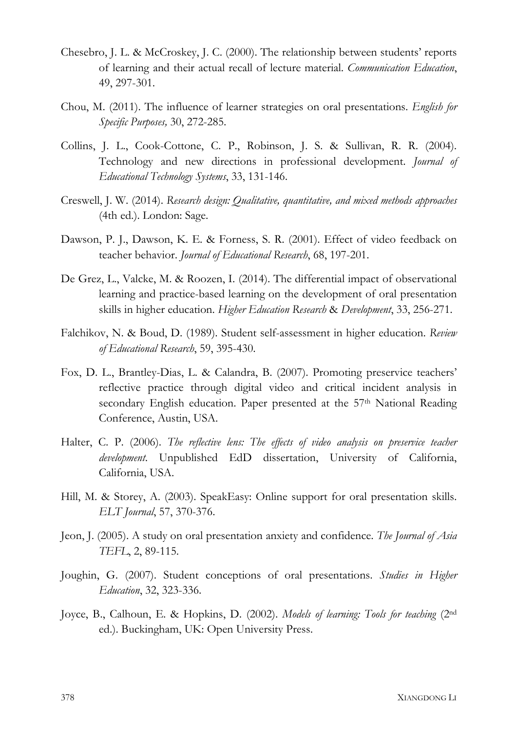Chesebro, J. L. & McCroskey, J. C. (2000). The relationship between students' reports of learning and their actual recall of lecture material. *Communication Education*, 49, 297-301.

Chou, M. (2011). The influence of learner strategies on oral presentations. *English for Specific Purposes,* 30, 272-285.

Collins, J. L., Cook-Cottone, C. P., Robinson, J. S. & Sullivan, R. R. (2004). Technology and new directions in professional development. *Journal of Educational Technology Systems*, 33, 131-146.

Creswell, J. W. (2014). *Research design: Qualitative, quantitative, and mixed methods approaches* (4th ed.). London: Sage.

Dawson, P. J., Dawson, K. E. & Forness, S. R. (2001). Effect of video feedback on teacher behavior. *Journal of Educational Research*, 68, 197-201.

De Grez, L., Valcke, M. & Roozen, I. (2014). The differential impact of observational learning and practice-based learning on the development of oral presentation skills in higher education. *Higher Education Research* & *Development*, 33, 256-271.

Falchikov, N. & Boud, D. (1989). Student self-assessment in higher education. *Review of Educational Research*, 59, 395-430.

Fox, D. L., Brantley-Dias, L. & Calandra, B. (2007). Promoting preservice teachers' reflective practice through digital video and critical incident analysis in secondary English education. Paper presented at the 57th National Reading Conference, Austin, USA.

Halter, C. P. (2006). *The reflective lens: The effects of video analysis on preservice teacher development*. Unpublished EdD dissertation, University of California, California, USA.

Hill, M. & Storey, A. (2003). SpeakEasy: Online support for oral presentation skills. *ELT Journal*, 57, 370-376.

Jeon, J. (2005). A study on oral presentation anxiety and confidence. *The Journal of Asia TEFL*, 2, 89-115.

Joughin, G. (2007). Student conceptions of oral presentations. *Studies in Higher Education*, 32, 323-336.

Joyce, B., Calhoun, E. & Hopkins, D. (2002). *Models of learning: Tools for teaching* (2nd ed.). Buckingham, UK: Open University Press.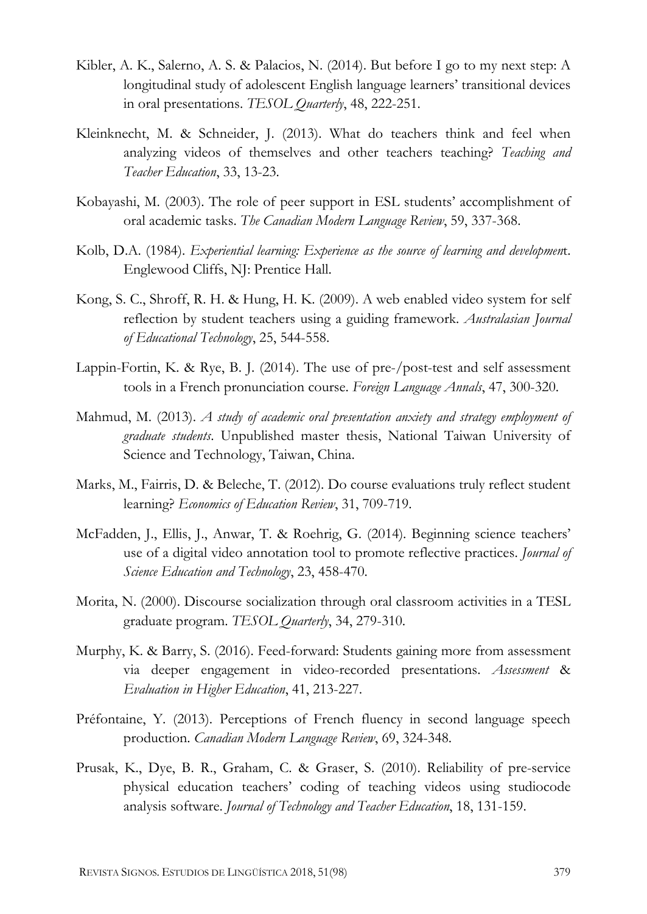Kibler, A. K., Salerno, A. S. & Palacios, N. (2014). But before I go to my next step: A longitudinal study of adolescent English language learners' transitional devices in oral presentations. *TESOL Quarterly*, 48, 222-251.

Kleinknecht, M. & Schneider, J. (2013). What do teachers think and feel when analyzing videos of themselves and other teachers teaching? *Teaching and Teacher Education*, 33, 13-23.

Kobayashi, M. (2003). The role of peer support in ESL students' accomplishment of oral academic tasks. *The Canadian Modern Language Review*, 59, 337-368.

Kolb, D.A. (1984). *Experiential learning: Experience as the source of learning and developmen*t. Englewood Cliffs, NJ: Prentice Hall.

Kong, S. C., Shroff, R. H. & Hung, H. K. (2009). A web enabled video system for self reflection by student teachers using a guiding framework. *Australasian Journal of Educational Technology*, 25, 544-558.

Lappin-Fortin, K. & Rye, B. J. (2014). The use of pre-/post-test and self assessment tools in a French pronunciation course. *Foreign Language Annals*, 47, 300-320.

Mahmud, M. (2013). *A study of academic oral presentation anxiety and strategy employment of graduate students*. Unpublished master thesis, National Taiwan University of Science and Technology, Taiwan, China.

Marks, M., Fairris, D. & Beleche, T. (2012). Do course evaluations truly reflect student learning? *Economics of Education Review*, 31, 709-719.

McFadden, J., Ellis, J., Anwar, T. & Roehrig, G. (2014). Beginning science teachers' use of a digital video annotation tool to promote reflective practices. *Journal of Science Education and Technology*, 23, 458-470.

Morita, N. (2000). Discourse socialization through oral classroom activities in a TESL graduate program. *TESOL Quarterly*, 34, 279-310.

Murphy, K. & Barry, S. (2016). Feed-forward: Students gaining more from assessment via deeper engagement in video-recorded presentations. *Assessment* & *Evaluation in Higher Education*, 41, 213-227.

Préfontaine, Y. (2013). Perceptions of French fluency in second language speech production. *Canadian Modern Language Review*, 69, 324-348.

Prusak, K., Dye, B. R., Graham, C. & Graser, S. (2010). Reliability of pre-service physical education teachers' coding of teaching videos using studiocode analysis software. *Journal of Technology and Teacher Education*, 18, 131-159.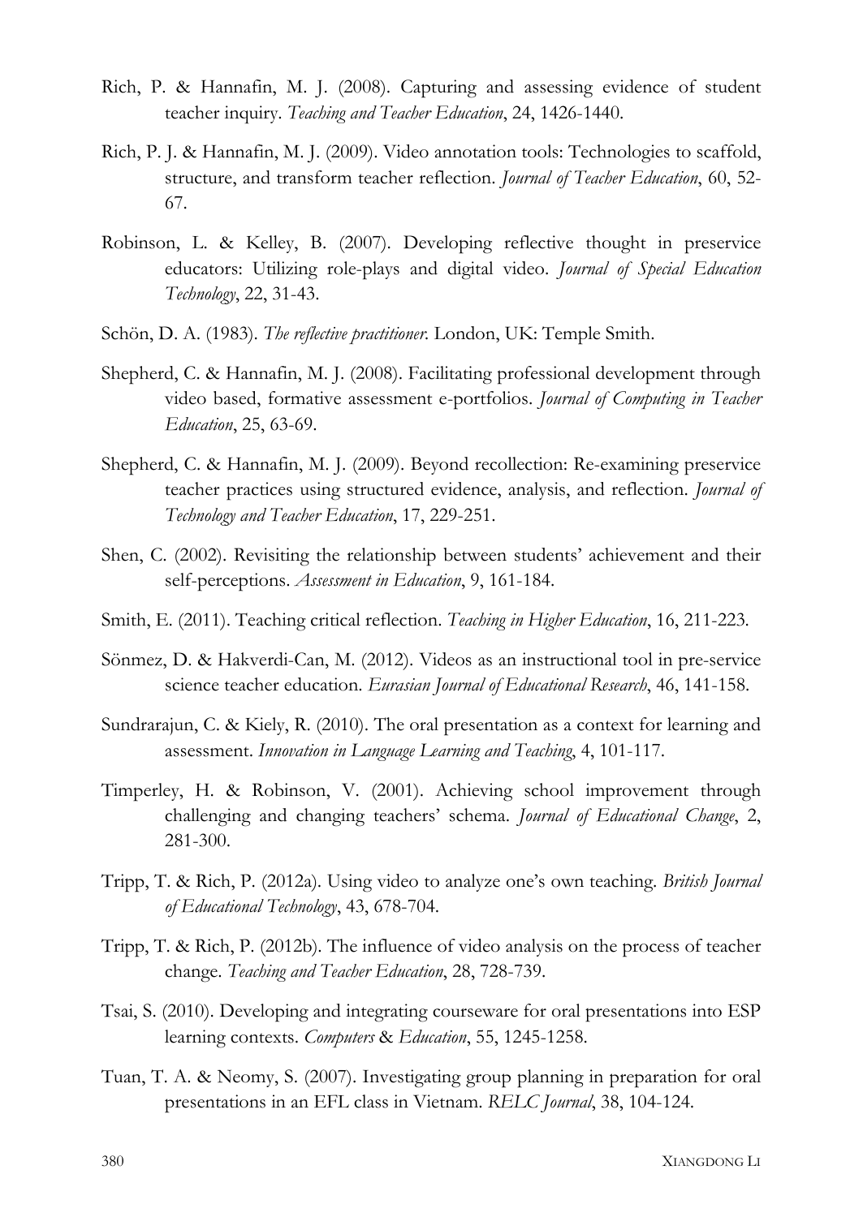Rich, P. & Hannafin, M. J. (2008). Capturing and assessing evidence of student teacher inquiry. *Teaching and Teacher Education*, 24, 1426-1440.

Rich, P. J. & Hannafin, M. J. (2009). Video annotation tools: Technologies to scaffold, structure, and transform teacher reflection. *Journal of Teacher Education*, 60, 52-67.

Robinson, L. & Kelley, B. (2007). Developing reflective thought in preservice educators: Utilizing role-plays and digital video. *Journal of Special Education Technology*, 22, 31-43.

Schön, D. A. (1983). *The reflective practitioner*. London, UK: Temple Smith.

Shepherd, C. & Hannafin, M. J. (2008). Facilitating professional development through video based, formative assessment e-portfolios. *Journal of Computing in Teacher Education*, 25, 63-69.

Shepherd, C. & Hannafin, M. J. (2009). Beyond recollection: Re-examining preservice teacher practices using structured evidence, analysis, and reflection. *Journal of Technology and Teacher Education*, 17, 229-251.

Shen, C. (2002). Revisiting the relationship between students' achievement and their self-perceptions. *Assessment in Education*, 9, 161-184.

Smith, E. (2011). Teaching critical reflection. *Teaching in Higher Education*, 16, 211-223.

Sönmez, D. & Hakverdi-Can, M. (2012). Videos as an instructional tool in pre-service science teacher education. *Eurasian Journal of Educational Research*, 46, 141-158.

Sundrarajun, C. & Kiely, R. (2010). The oral presentation as a context for learning and assessment. *Innovation in Language Learning and Teaching*, 4, 101-117.

Timperley, H. & Robinson, V. (2001). Achieving school improvement through challenging and changing teachers' schema. *Journal of Educational Change*, 2, 281-300.

Tripp, T. & Rich, P. (2012a). Using video to analyze one's own teaching. *British Journal of Educational Technology*, 43, 678-704.

Tripp, T. & Rich, P. (2012b). The influence of video analysis on the process of teacher change. *Teaching and Teacher Education*, 28, 728-739.

Tsai, S. (2010). Developing and integrating courseware for oral presentations into ESP learning contexts. *Computers & Education*, 55, 1245-1258.

Tuan, T. A. & Neomy, S. (2007). Investigating group planning in preparation for oral presentations in an EFL class in Vietnam. *RELC Journal*, 38, 104-124.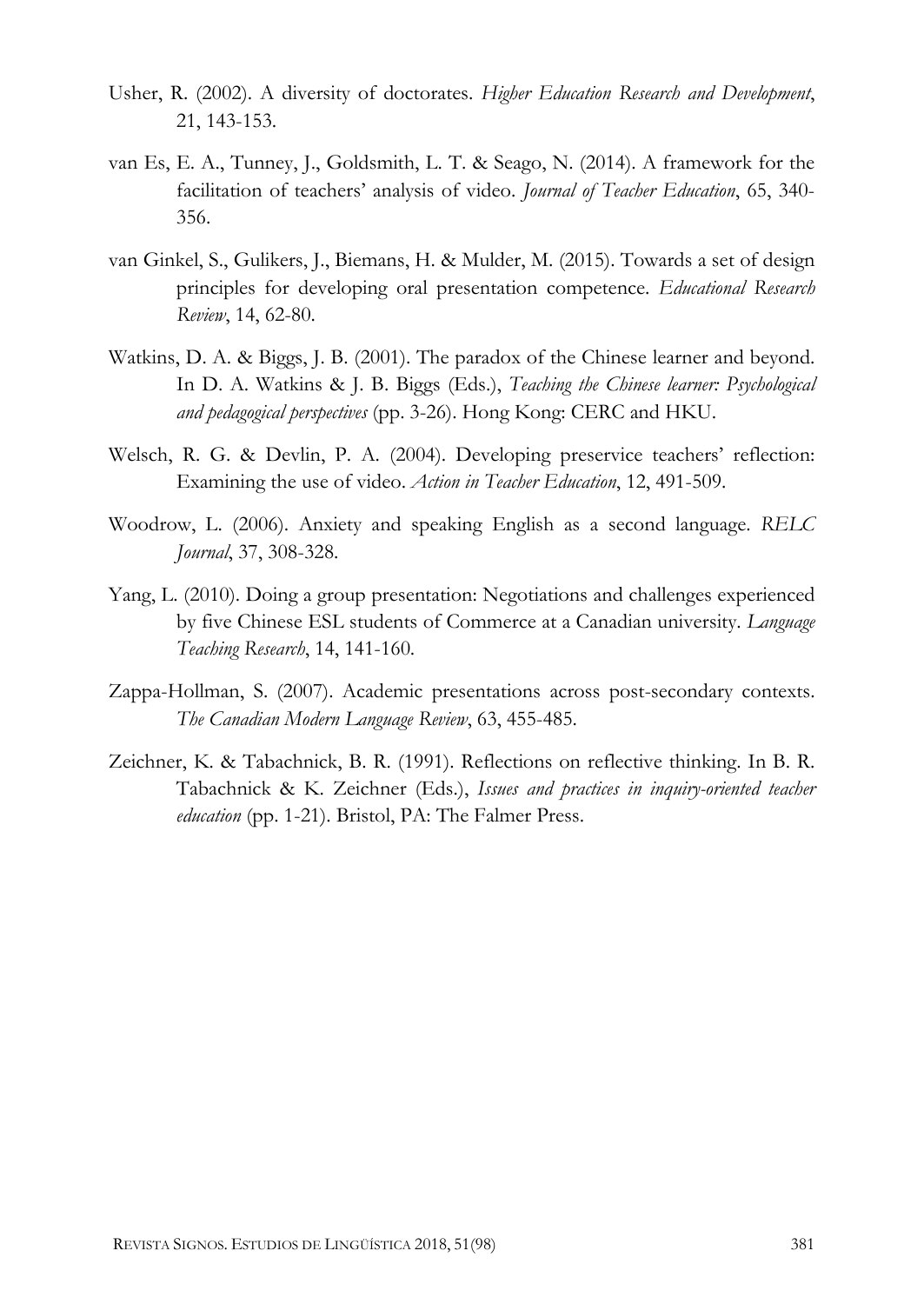Usher, R. (2002). A diversity of doctorates. *Higher Education Research and Development*, 21, 143-153.

van Es, E. A., Tunney, J., Goldsmith, L. T. & Seago, N. (2014). A framework for the facilitation of teachers' analysis of video. *Journal of Teacher Education*, 65, 340-356.

van Ginkel, S., Gulikers, J., Biemans, H. & Mulder, M. (2015). Towards a set of design principles for developing oral presentation competence. *Educational Research Review*, 14, 62-80.

Watkins, D. A. & Biggs, J. B. (2001). The paradox of the Chinese learner and beyond. In D. A. Watkins & J. B. Biggs (Eds.), *Teaching the Chinese learner: Psychological and pedagogical perspectives* (pp. 3-26). Hong Kong: CERC and HKU.

Welsch, R. G. & Devlin, P. A. (2004). Developing preservice teachers' reflection: Examining the use of video. *Action in Teacher Education*, 12, 491-509.

Woodrow, L. (2006). Anxiety and speaking English as a second language. *RELC Journal*, 37, 308-328.

Yang, L. (2010). Doing a group presentation: Negotiations and challenges experienced by five Chinese ESL students of Commerce at a Canadian university. *Language Teaching Research*, 14, 141-160.

Zappa-Hollman, S. (2007). Academic presentations across post-secondary contexts. *The Canadian Modern Language Review*, 63, 455-485.

Zeichner, K. & Tabachnick, B. R. (1991). Reflections on reflective thinking. In B. R. Tabachnick & K. Zeichner (Eds.), *Issues and practices in inquiry-oriented teacher education* (pp. 1-21). Bristol, PA: The Falmer Press.